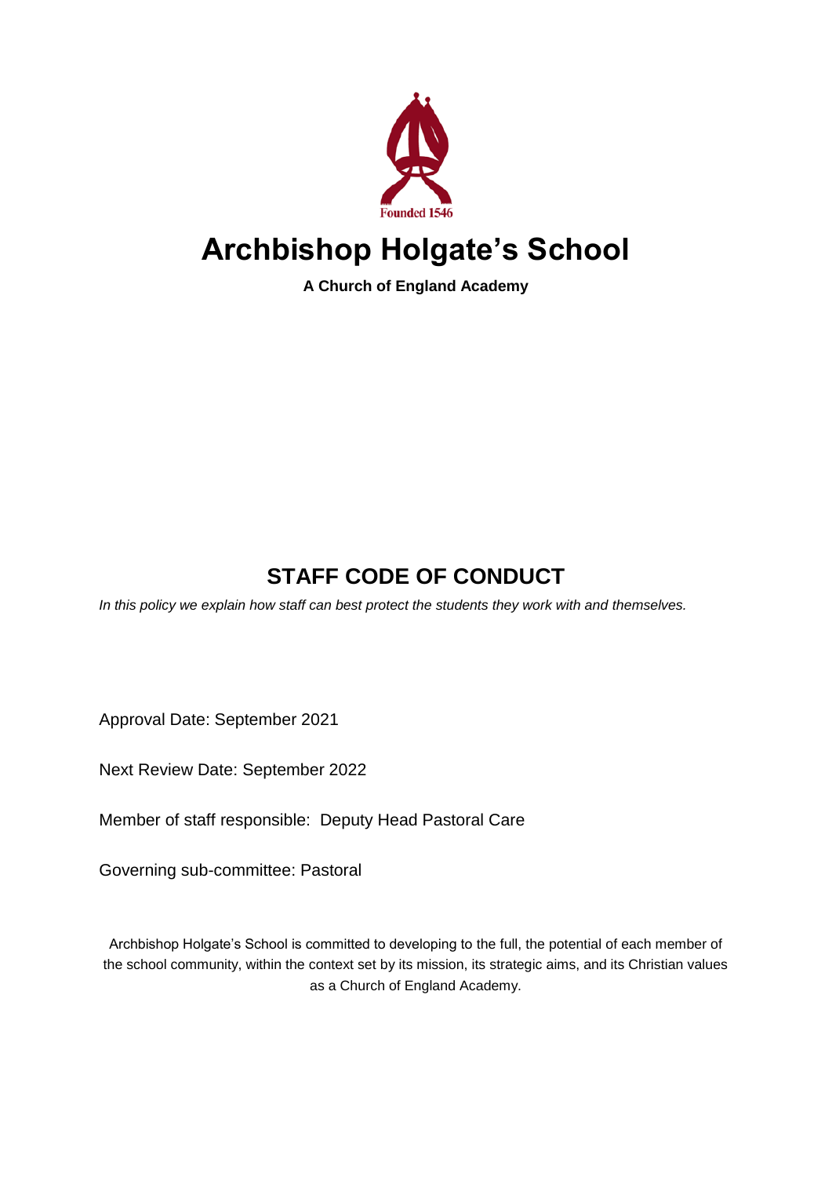Founded 1546

# Archbishop Holgate's School

**A Church of England Academy**

## STAFF CODE OF CONDUCT

*In this policy we explain how staff can best protect the students they work with and themselves.*

Approval Date: September 2021

Next Review Date: September 2022

Member of staff responsible: Deputy Head Pastoral Care

Governing sub-committee: Pastoral

Archbishop Holgate's School is committed to developing to the full, the potential of each member of the school community, within the context set by its mission, its strategic aims, and its Christian values as a Church of England Academy.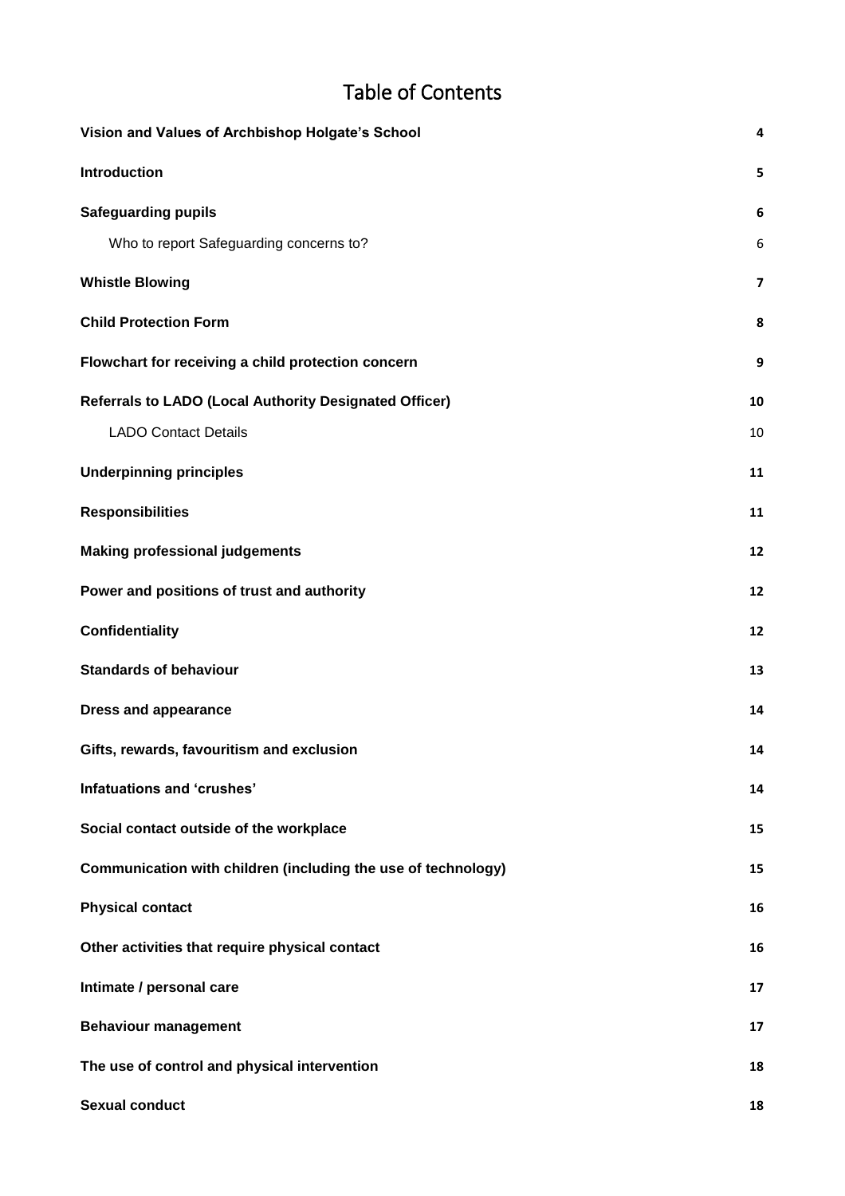# Table of Contents

| | |
|---|---|
| **Vision and Values of Archbishop Holgate's School** | **4** |
| **Introduction** | **5** |
| **Safeguarding pupils** | **6** |
| Who to report Safeguarding concerns to? | 6 |
| **Whistle Blowing** | **7** |
| **Child Protection Form** | **8** |
| **Flowchart for receiving a child protection concern** | **9** |
| **Referrals to LADO (Local Authority Designated Officer)** | **10** |
| LADO Contact Details | 10 |
| **Underpinning principles** | **11** |
| **Responsibilities** | **11** |
| **Making professional judgements** | **12** |
| **Power and positions of trust and authority** | **12** |
| **Confidentiality** | **12** |
| **Standards of behaviour** | **13** |
| **Dress and appearance** | **14** |
| **Gifts, rewards, favouritism and exclusion** | **14** |
| **Infatuations and 'crushes'** | **14** |
| **Social contact outside of the workplace** | **15** |
| **Communication with children (including the use of technology)** | **15** |
| **Physical contact** | **16** |
| **Other activities that require physical contact** | **16** |
| **Intimate / personal care** | **17** |
| **Behaviour management** | **17** |
| **The use of control and physical intervention** | **18** |
| **Sexual conduct** | **18** |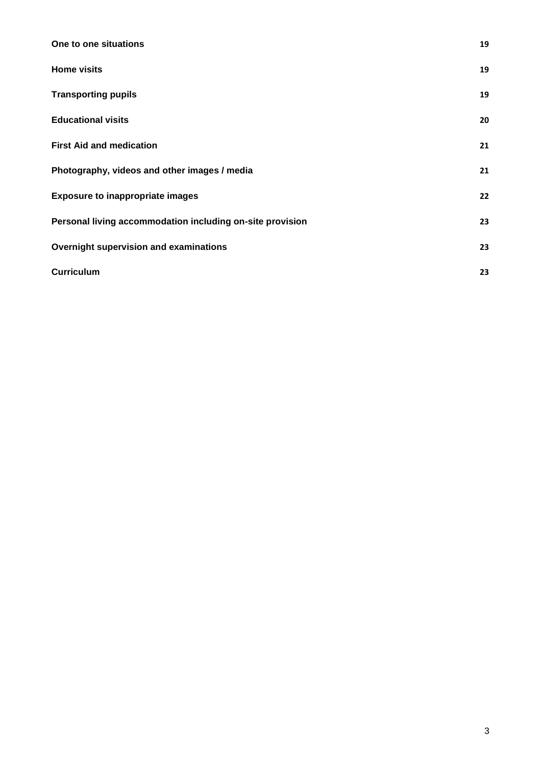| | |
|---|---|
| **One to one situations** | **19** |
| **Home visits** | **19** |
| **Transporting pupils** | **19** |
| **Educational visits** | **20** |
| **First Aid and medication** | **21** |
| **Photography, videos and other images / media** | **21** |
| **Exposure to inappropriate images** | **22** |
| **Personal living accommodation including on-site provision** | **23** |
| **Overnight supervision and examinations** | **23** |
| **Curriculum** | **23** |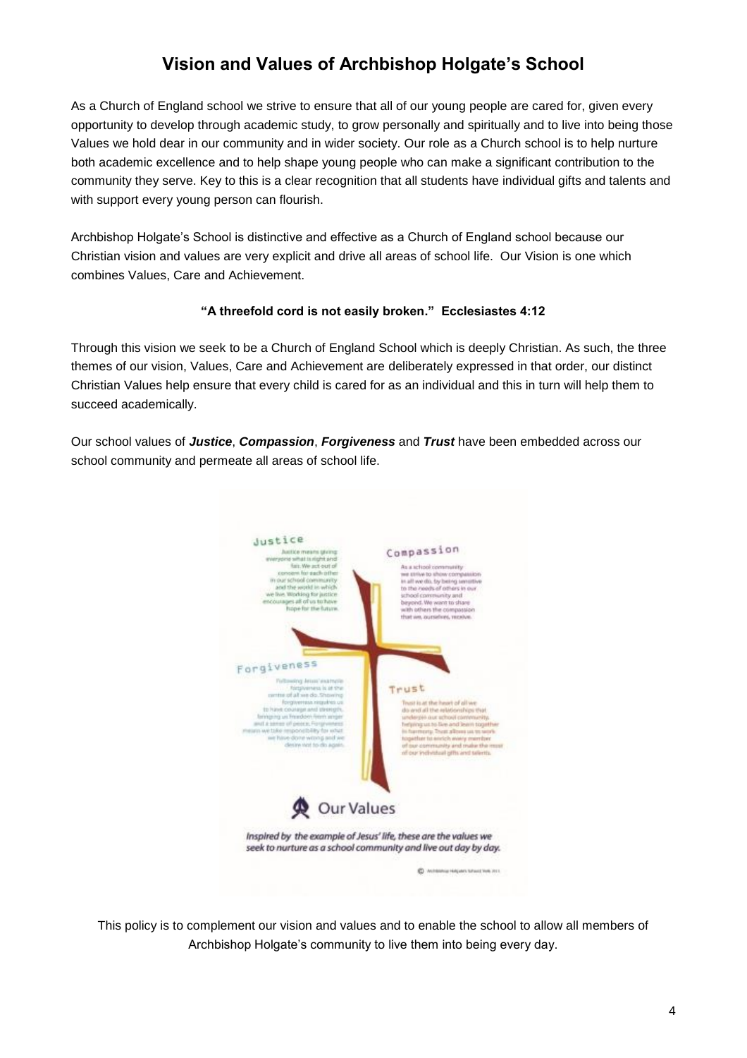# Vision and Values of Archbishop Holgate's School

As a Church of England school we strive to ensure that all of our young people are cared for, given every opportunity to develop through academic study, to grow personally and spiritually and to live into being those Values we hold dear in our community and in wider society. Our role as a Church school is to help nurture both academic excellence and to help shape young people who can make a significant contribution to the community they serve. Key to this is a clear recognition that all students have individual gifts and talents and with support every young person can flourish.

Archbishop Holgate's School is distinctive and effective as a Church of England school because our Christian vision and values are very explicit and drive all areas of school life. Our Vision is one which combines Values, Care and Achievement.

**"A threefold cord is not easily broken." Ecclesiastes 4:12**

Through this vision we seek to be a Church of England School which is deeply Christian. As such, the three themes of our vision, Values, Care and Achievement are deliberately expressed in that order, our distinct Christian Values help ensure that every child is cared for as an individual and this in turn will help them to succeed academically.

Our school values of ***Justice***, ***Compassion***, ***Forgiveness*** and ***Trust*** have been embedded across our school community and permeate all areas of school life.

**Justice**

Justice means giving everyone what is right and fair. We act out of concern for each other in our school community and the world in which we live. Working for justice encourages all of us to have hope for the future.

**Compassion**

As a school community we strive to show compassion in all we do, by being sensitive to the needs of others in our school community and beyond. We want to share with others the compassion that we, ourselves, receive.

**Forgiveness**

Following Jesus' example forgiveness is at the centre of all we do. Showing forgiveness requires us to have courage and strength, bringing us freedom from anger and a sense of peace. Forgiveness means we take responsibility for what we have done wrong and we desire not to do again.

**Trust**

Trust is at the heart of all we do and all the relationships that underpin our school community, helping us to live and learn together in harmony. Trust allows us to work together to enrich every member of our community and make the most of our individual gifts and talents.

**Our Values**

*Inspired by the example of Jesus' life, these are the values we seek to nurture as a school community and live out day by day.*

This policy is to complement our vision and values and to enable the school to allow all members of Archbishop Holgate's community to live them into being every day.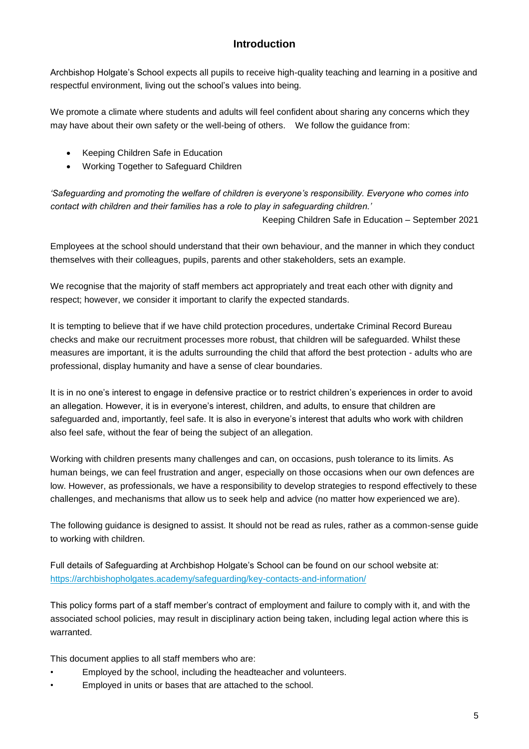## Introduction

Archbishop Holgate's School expects all pupils to receive high-quality teaching and learning in a positive and respectful environment, living out the school's values into being.

We promote a climate where students and adults will feel confident about sharing any concerns which they may have about their own safety or the well-being of others. We follow the guidance from:

- Keeping Children Safe in Education
- Working Together to Safeguard Children

*'Safeguarding and promoting the welfare of children is everyone's responsibility. Everyone who comes into contact with children and their families has a role to play in safeguarding children.'*

Keeping Children Safe in Education – September 2021

Employees at the school should understand that their own behaviour, and the manner in which they conduct themselves with their colleagues, pupils, parents and other stakeholders, sets an example.

We recognise that the majority of staff members act appropriately and treat each other with dignity and respect; however, we consider it important to clarify the expected standards.

It is tempting to believe that if we have child protection procedures, undertake Criminal Record Bureau checks and make our recruitment processes more robust, that children will be safeguarded. Whilst these measures are important, it is the adults surrounding the child that afford the best protection - adults who are professional, display humanity and have a sense of clear boundaries.

It is in no one's interest to engage in defensive practice or to restrict children's experiences in order to avoid an allegation. However, it is in everyone's interest, children, and adults, to ensure that children are safeguarded and, importantly, feel safe. It is also in everyone's interest that adults who work with children also feel safe, without the fear of being the subject of an allegation.

Working with children presents many challenges and can, on occasions, push tolerance to its limits. As human beings, we can feel frustration and anger, especially on those occasions when our own defences are low. However, as professionals, we have a responsibility to develop strategies to respond effectively to these challenges, and mechanisms that allow us to seek help and advice (no matter how experienced we are).

The following guidance is designed to assist. It should not be read as rules, rather as a common-sense guide to working with children.

Full details of Safeguarding at Archbishop Holgate's School can be found on our school website at:
https://archbishopholgates.academy/safeguarding/key-contacts-and-information/

This policy forms part of a staff member's contract of employment and failure to comply with it, and with the associated school policies, may result in disciplinary action being taken, including legal action where this is warranted.

This document applies to all staff members who are:

- Employed by the school, including the headteacher and volunteers.
- Employed in units or bases that are attached to the school.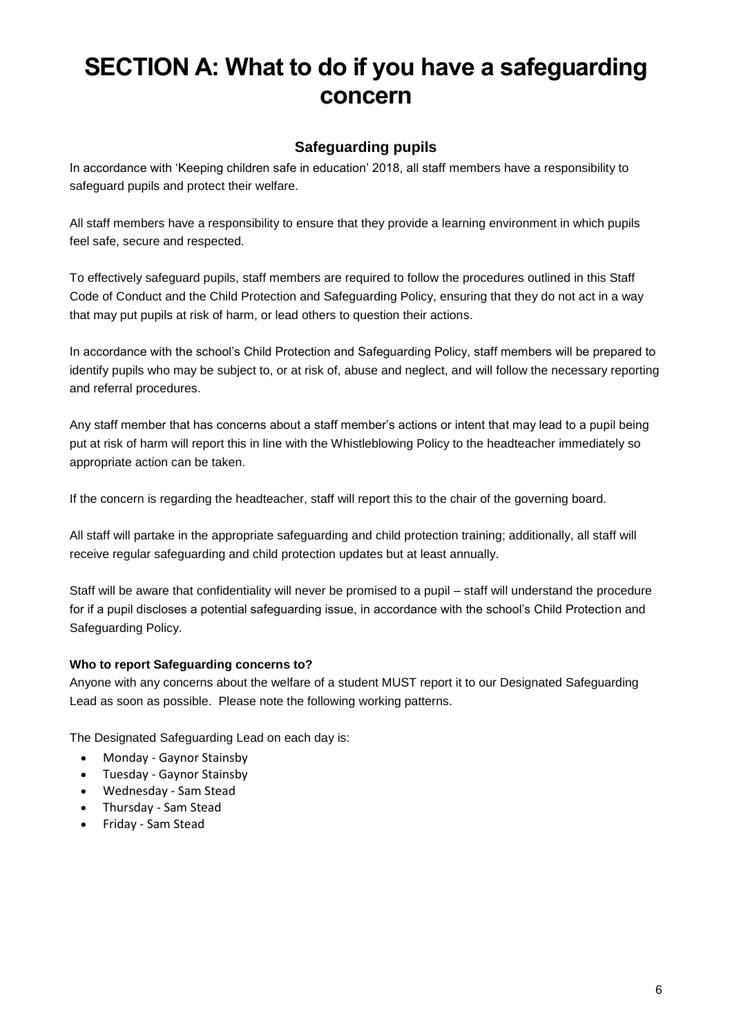# SECTION A: What to do if you have a safeguarding concern

## Safeguarding pupils

In accordance with 'Keeping children safe in education' 2018, all staff members have a responsibility to safeguard pupils and protect their welfare.

All staff members have a responsibility to ensure that they provide a learning environment in which pupils feel safe, secure and respected.

To effectively safeguard pupils, staff members are required to follow the procedures outlined in this Staff Code of Conduct and the Child Protection and Safeguarding Policy, ensuring that they do not act in a way that may put pupils at risk of harm, or lead others to question their actions.

In accordance with the school's Child Protection and Safeguarding Policy, staff members will be prepared to identify pupils who may be subject to, or at risk of, abuse and neglect, and will follow the necessary reporting and referral procedures.

Any staff member that has concerns about a staff member's actions or intent that may lead to a pupil being put at risk of harm will report this in line with the Whistleblowing Policy to the headteacher immediately so appropriate action can be taken.

If the concern is regarding the headteacher, staff will report this to the chair of the governing board.

All staff will partake in the appropriate safeguarding and child protection training; additionally, all staff will receive regular safeguarding and child protection updates but at least annually.

Staff will be aware that confidentiality will never be promised to a pupil – staff will understand the procedure for if a pupil discloses a potential safeguarding issue, in accordance with the school's Child Protection and Safeguarding Policy.

**Who to report Safeguarding concerns to?**

Anyone with any concerns about the welfare of a student MUST report it to our Designated Safeguarding Lead as soon as possible. Please note the following working patterns.

The Designated Safeguarding Lead on each day is:

- Monday - Gaynor Stainsby
- Tuesday - Gaynor Stainsby
- Wednesday - Sam Stead
- Thursday - Sam Stead
- Friday - Sam Stead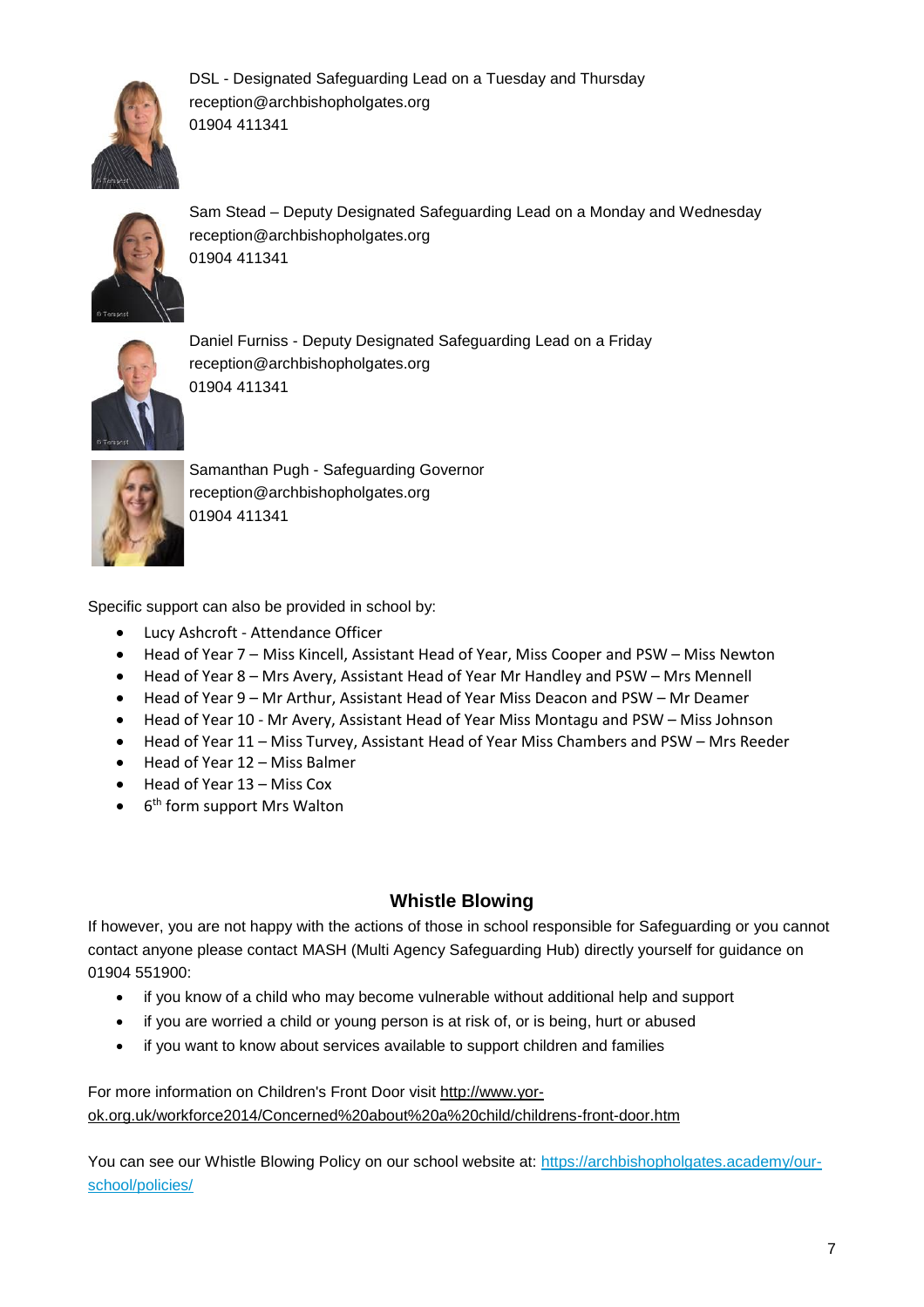DSL - Designated Safeguarding Lead on a Tuesday and Thursday
reception@archbishopholgates.org
01904 411341

Sam Stead – Deputy Designated Safeguarding Lead on a Monday and Wednesday
reception@archbishopholgates.org
01904 411341

Daniel Furniss - Deputy Designated Safeguarding Lead on a Friday
reception@archbishopholgates.org
01904 411341

Samanthan Pugh - Safeguarding Governor
reception@archbishopholgates.org
01904 411341

Specific support can also be provided in school by:

- Lucy Ashcroft - Attendance Officer
- Head of Year 7 – Miss Kincell, Assistant Head of Year, Miss Cooper and PSW – Miss Newton
- Head of Year 8 – Mrs Avery, Assistant Head of Year Mr Handley and PSW – Mrs Mennell
- Head of Year 9 – Mr Arthur, Assistant Head of Year Miss Deacon and PSW – Mr Deamer
- Head of Year 10 - Mr Avery, Assistant Head of Year Miss Montagu and PSW – Miss Johnson
- Head of Year 11 – Miss Turvey, Assistant Head of Year Miss Chambers and PSW – Mrs Reeder
- Head of Year 12 – Miss Balmer
- Head of Year 13 – Miss Cox
- 6th form support Mrs Walton

## Whistle Blowing

If however, you are not happy with the actions of those in school responsible for Safeguarding or you cannot contact anyone please contact MASH (Multi Agency Safeguarding Hub) directly yourself for guidance on 01904 551900:

- if you know of a child who may become vulnerable without additional help and support
- if you are worried a child or young person is at risk of, or is being, hurt or abused
- if you want to know about services available to support children and families

For more information on Children's Front Door visit http://www.yor-ok.org.uk/workforce2014/Concerned%20about%20a%20child/childrens-front-door.htm

You can see our Whistle Blowing Policy on our school website at: https://archbishopholgates.academy/our-school/policies/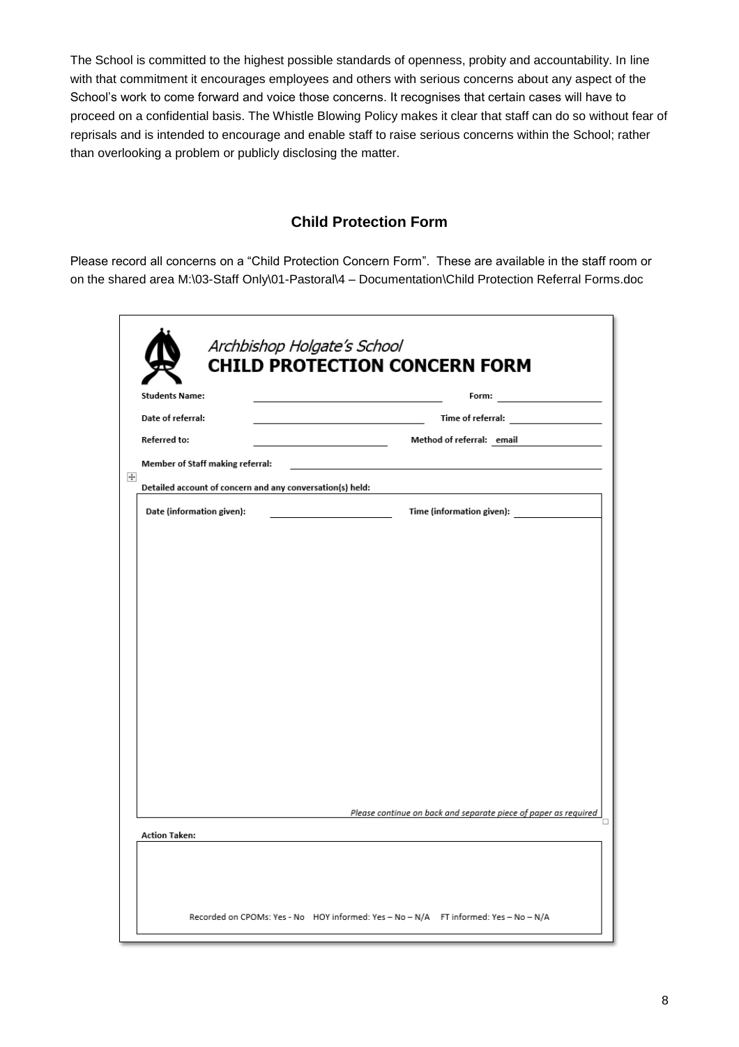The School is committed to the highest possible standards of openness, probity and accountability. In line with that commitment it encourages employees and others with serious concerns about any aspect of the School's work to come forward and voice those concerns. It recognises that certain cases will have to proceed on a confidential basis. The Whistle Blowing Policy makes it clear that staff can do so without fear of reprisals and is intended to encourage and enable staff to raise serious concerns within the School; rather than overlooking a problem or publicly disclosing the matter.

## Child Protection Form

Please record all concerns on a "Child Protection Concern Form". These are available in the staff room or on the shared area M:\03-Staff Only\01-Pastoral\4 – Documentation\Child Protection Referral Forms.doc

*Archbishop Holgate's School*

**CHILD PROTECTION CONCERN FORM**

**Students Name:** ______________________ **Form:** ______________

**Date of referral:** ______________________ **Time of referral:** ______________

**Referred to:** ______________________ **Method of referral:** email

**Member of Staff making referral:** ______________________________________

**Detailed account of concern and any conversation(s) held:**

**Date (information given):** ______________ **Time (information given):** ______________

*Please continue on back and separate piece of paper as required*

**Action Taken:**

Recorded on CPOMs: Yes - No HOY informed: Yes – No – N/A FT informed: Yes – No – N/A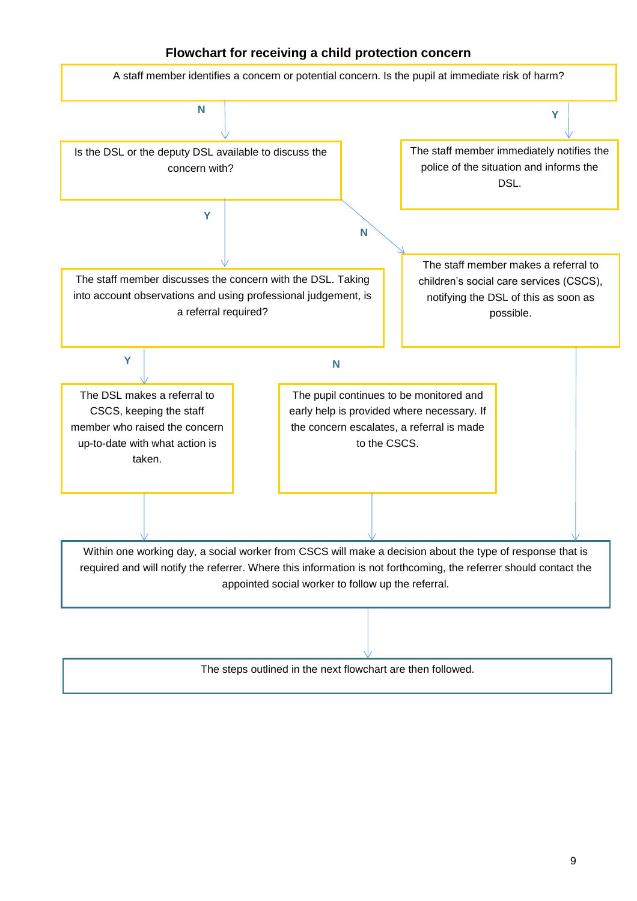**Flowchart for receiving a child protection concern**

A staff member identifies a concern or potential concern. Is the pupil at immediate risk of harm?

- **N** → Is the DSL or the deputy DSL available to discuss the concern with?
  - **Y** → The staff member discusses the concern with the DSL. Taking into account observations and using professional judgement, is a referral required?
    - **Y** → The DSL makes a referral to CSCS, keeping the staff member who raised the concern up-to-date with what action is taken.
    - **N** → The pupil continues to be monitored and early help is provided where necessary. If the concern escalates, a referral is made to the CSCS.
  - **N** → The staff member makes a referral to children's social care services (CSCS), notifying the DSL of this as soon as possible.
- **Y** → The staff member immediately notifies the police of the situation and informs the DSL.

Within one working day, a social worker from CSCS will make a decision about the type of response that is required and will notify the referrer. Where this information is not forthcoming, the referrer should contact the appointed social worker to follow up the referral.

The steps outlined in the next flowchart are then followed.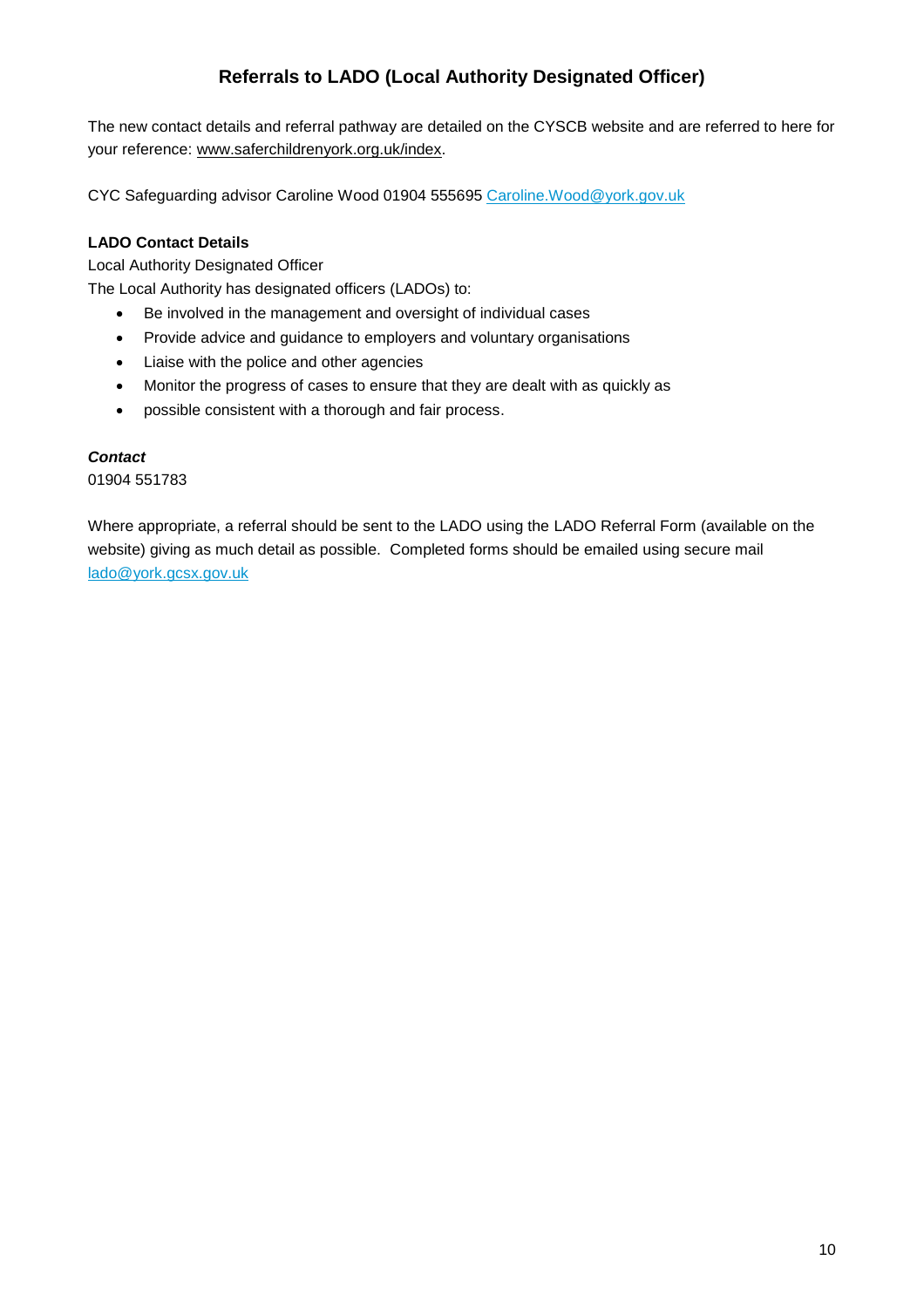## Referrals to LADO (Local Authority Designated Officer)

The new contact details and referral pathway are detailed on the CYSCB website and are referred to here for your reference: www.saferchildrenyork.org.uk/index.

CYC Safeguarding advisor Caroline Wood 01904 555695 Caroline.Wood@york.gov.uk

**LADO Contact Details**

Local Authority Designated Officer

The Local Authority has designated officers (LADOs) to:

- Be involved in the management and oversight of individual cases
- Provide advice and guidance to employers and voluntary organisations
- Liaise with the police and other agencies
- Monitor the progress of cases to ensure that they are dealt with as quickly as
- possible consistent with a thorough and fair process.

***Contact***

01904 551783

Where appropriate, a referral should be sent to the LADO using the LADO Referral Form (available on the website) giving as much detail as possible. Completed forms should be emailed using secure mail lado@york.gcsx.gov.uk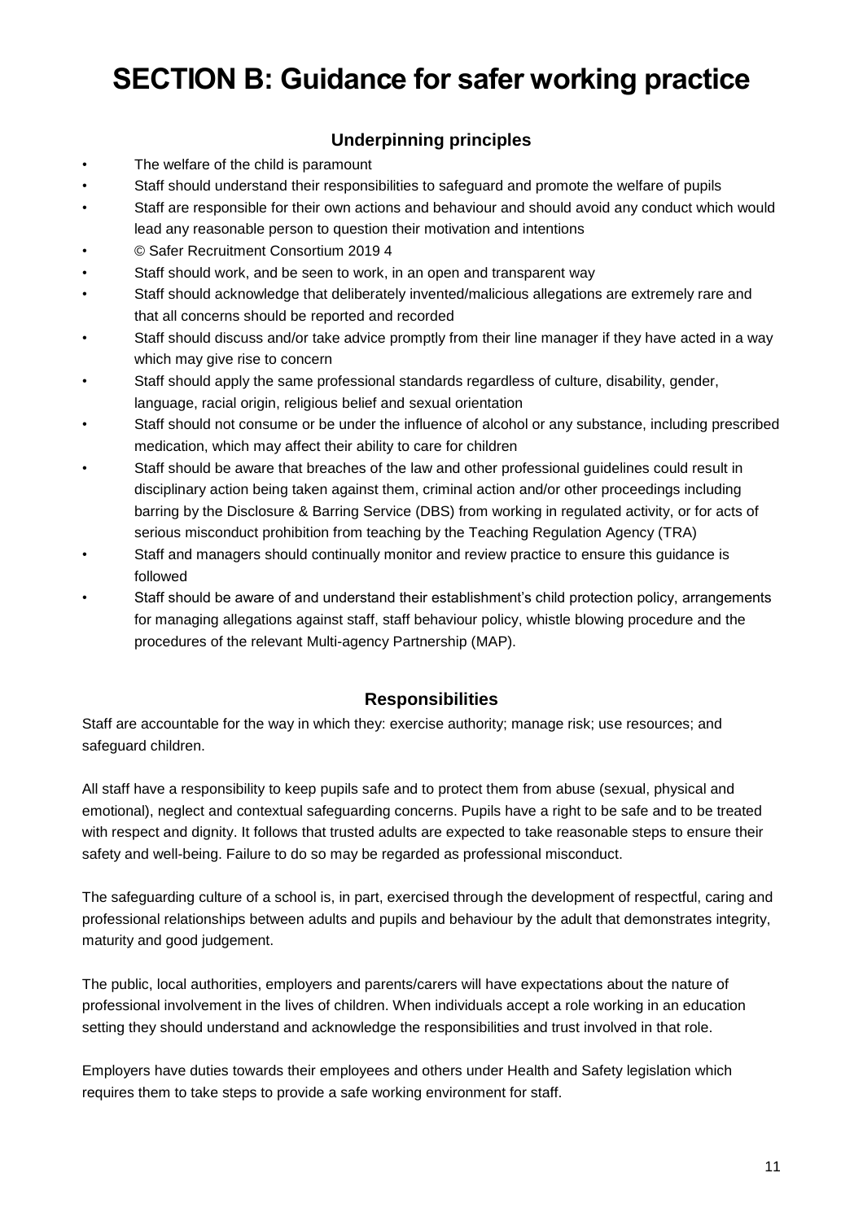# SECTION B: Guidance for safer working practice

## Underpinning principles

- The welfare of the child is paramount
- Staff should understand their responsibilities to safeguard and promote the welfare of pupils
- Staff are responsible for their own actions and behaviour and should avoid any conduct which would lead any reasonable person to question their motivation and intentions
- © Safer Recruitment Consortium 2019 4
- Staff should work, and be seen to work, in an open and transparent way
- Staff should acknowledge that deliberately invented/malicious allegations are extremely rare and that all concerns should be reported and recorded
- Staff should discuss and/or take advice promptly from their line manager if they have acted in a way which may give rise to concern
- Staff should apply the same professional standards regardless of culture, disability, gender, language, racial origin, religious belief and sexual orientation
- Staff should not consume or be under the influence of alcohol or any substance, including prescribed medication, which may affect their ability to care for children
- Staff should be aware that breaches of the law and other professional guidelines could result in disciplinary action being taken against them, criminal action and/or other proceedings including barring by the Disclosure & Barring Service (DBS) from working in regulated activity, or for acts of serious misconduct prohibition from teaching by the Teaching Regulation Agency (TRA)
- Staff and managers should continually monitor and review practice to ensure this guidance is followed
- Staff should be aware of and understand their establishment's child protection policy, arrangements for managing allegations against staff, staff behaviour policy, whistle blowing procedure and the procedures of the relevant Multi-agency Partnership (MAP).

## Responsibilities

Staff are accountable for the way in which they: exercise authority; manage risk; use resources; and safeguard children.

All staff have a responsibility to keep pupils safe and to protect them from abuse (sexual, physical and emotional), neglect and contextual safeguarding concerns. Pupils have a right to be safe and to be treated with respect and dignity. It follows that trusted adults are expected to take reasonable steps to ensure their safety and well-being. Failure to do so may be regarded as professional misconduct.

The safeguarding culture of a school is, in part, exercised through the development of respectful, caring and professional relationships between adults and pupils and behaviour by the adult that demonstrates integrity, maturity and good judgement.

The public, local authorities, employers and parents/carers will have expectations about the nature of professional involvement in the lives of children. When individuals accept a role working in an education setting they should understand and acknowledge the responsibilities and trust involved in that role.

Employers have duties towards their employees and others under Health and Safety legislation which requires them to take steps to provide a safe working environment for staff.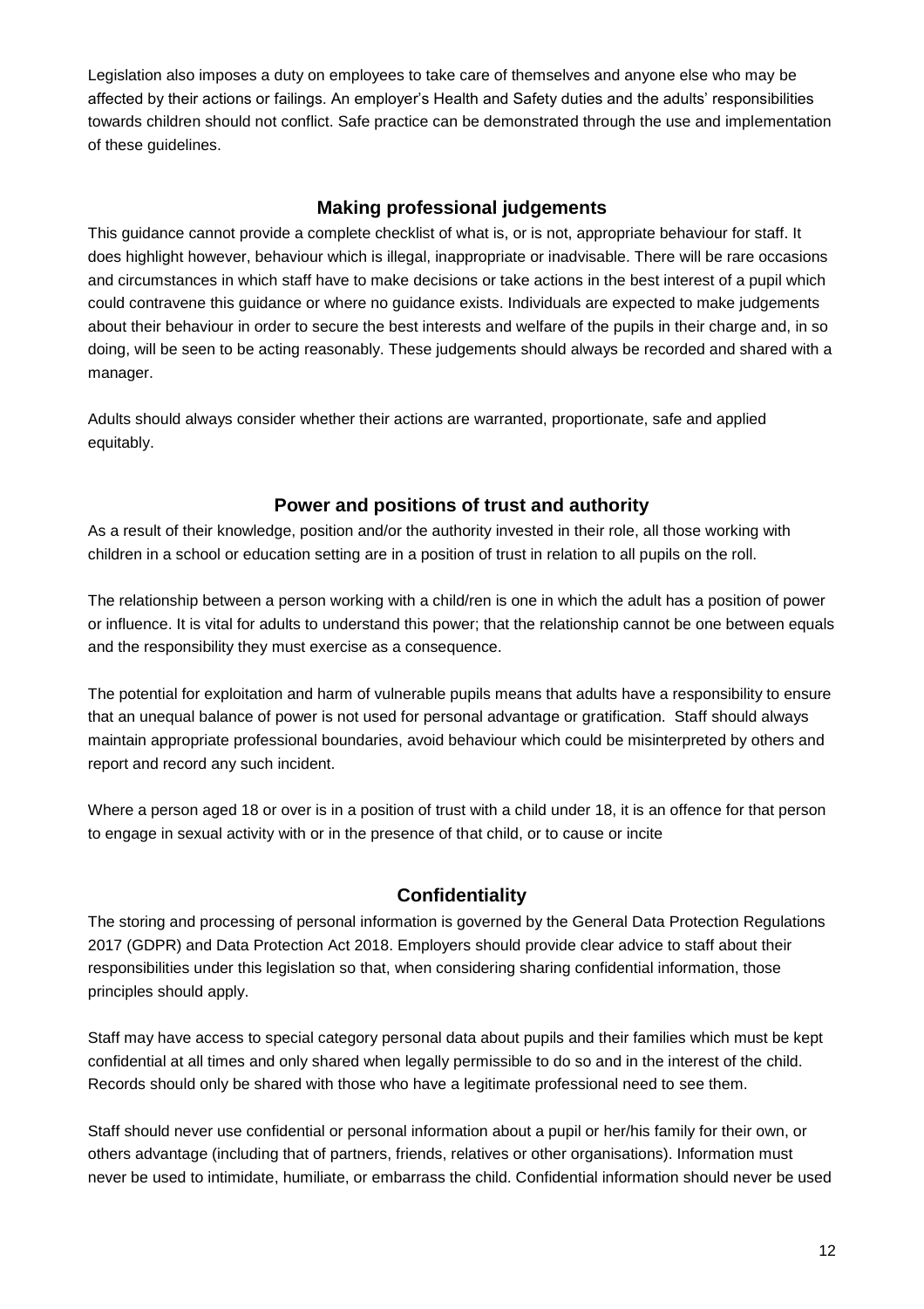Legislation also imposes a duty on employees to take care of themselves and anyone else who may be affected by their actions or failings. An employer's Health and Safety duties and the adults' responsibilities towards children should not conflict. Safe practice can be demonstrated through the use and implementation of these guidelines.

## Making professional judgements

This guidance cannot provide a complete checklist of what is, or is not, appropriate behaviour for staff. It does highlight however, behaviour which is illegal, inappropriate or inadvisable. There will be rare occasions and circumstances in which staff have to make decisions or take actions in the best interest of a pupil which could contravene this guidance or where no guidance exists. Individuals are expected to make judgements about their behaviour in order to secure the best interests and welfare of the pupils in their charge and, in so doing, will be seen to be acting reasonably. These judgements should always be recorded and shared with a manager.

Adults should always consider whether their actions are warranted, proportionate, safe and applied equitably.

## Power and positions of trust and authority

As a result of their knowledge, position and/or the authority invested in their role, all those working with children in a school or education setting are in a position of trust in relation to all pupils on the roll.

The relationship between a person working with a child/ren is one in which the adult has a position of power or influence. It is vital for adults to understand this power; that the relationship cannot be one between equals and the responsibility they must exercise as a consequence.

The potential for exploitation and harm of vulnerable pupils means that adults have a responsibility to ensure that an unequal balance of power is not used for personal advantage or gratification. Staff should always maintain appropriate professional boundaries, avoid behaviour which could be misinterpreted by others and report and record any such incident.

Where a person aged 18 or over is in a position of trust with a child under 18, it is an offence for that person to engage in sexual activity with or in the presence of that child, or to cause or incite

## Confidentiality

The storing and processing of personal information is governed by the General Data Protection Regulations 2017 (GDPR) and Data Protection Act 2018. Employers should provide clear advice to staff about their responsibilities under this legislation so that, when considering sharing confidential information, those principles should apply.

Staff may have access to special category personal data about pupils and their families which must be kept confidential at all times and only shared when legally permissible to do so and in the interest of the child. Records should only be shared with those who have a legitimate professional need to see them.

Staff should never use confidential or personal information about a pupil or her/his family for their own, or others advantage (including that of partners, friends, relatives or other organisations). Information must never be used to intimidate, humiliate, or embarrass the child. Confidential information should never be used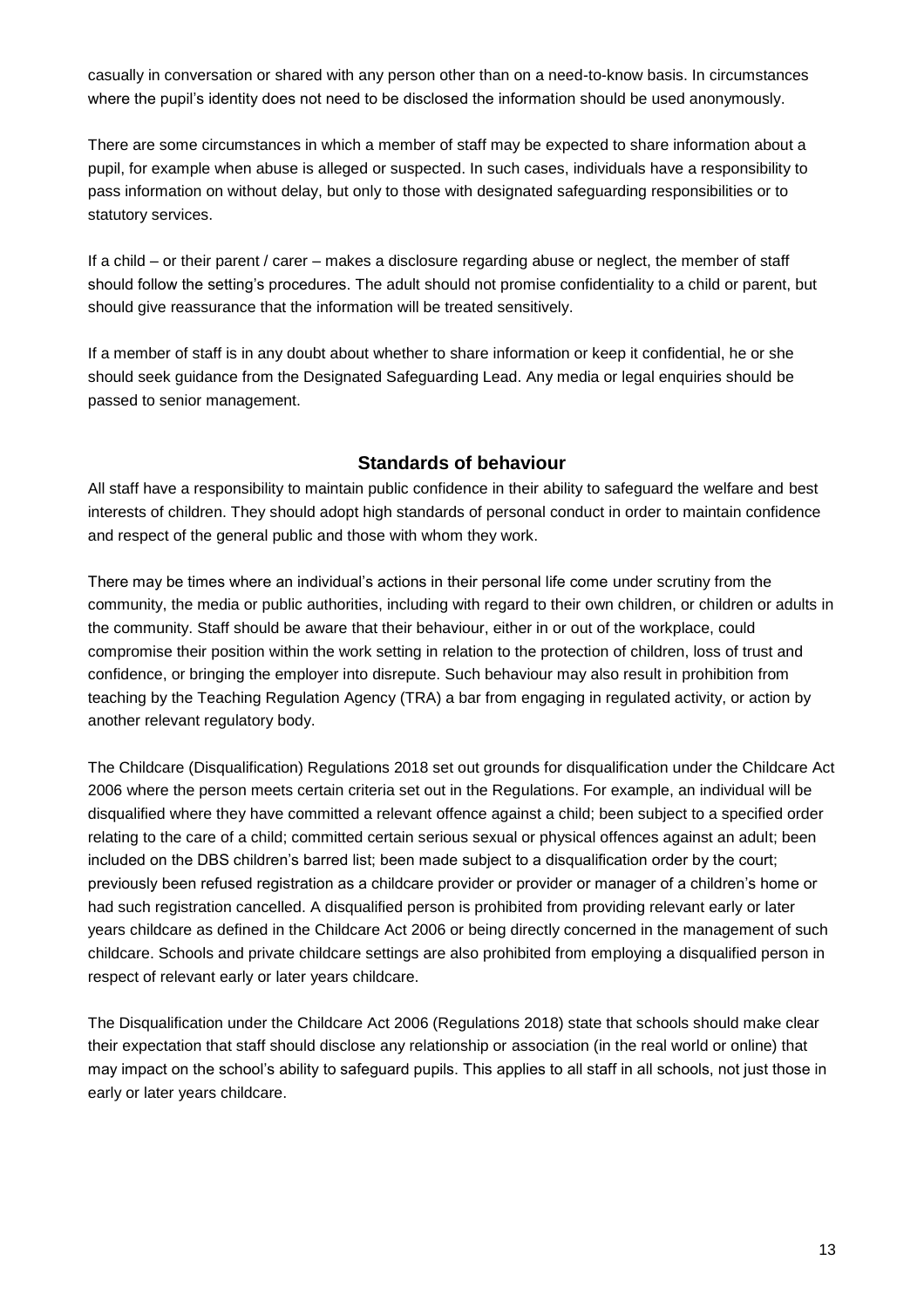casually in conversation or shared with any person other than on a need-to-know basis. In circumstances where the pupil's identity does not need to be disclosed the information should be used anonymously.

There are some circumstances in which a member of staff may be expected to share information about a pupil, for example when abuse is alleged or suspected. In such cases, individuals have a responsibility to pass information on without delay, but only to those with designated safeguarding responsibilities or to statutory services.

If a child – or their parent / carer – makes a disclosure regarding abuse or neglect, the member of staff should follow the setting's procedures. The adult should not promise confidentiality to a child or parent, but should give reassurance that the information will be treated sensitively.

If a member of staff is in any doubt about whether to share information or keep it confidential, he or she should seek guidance from the Designated Safeguarding Lead. Any media or legal enquiries should be passed to senior management.

## Standards of behaviour

All staff have a responsibility to maintain public confidence in their ability to safeguard the welfare and best interests of children. They should adopt high standards of personal conduct in order to maintain confidence and respect of the general public and those with whom they work.

There may be times where an individual's actions in their personal life come under scrutiny from the community, the media or public authorities, including with regard to their own children, or children or adults in the community. Staff should be aware that their behaviour, either in or out of the workplace, could compromise their position within the work setting in relation to the protection of children, loss of trust and confidence, or bringing the employer into disrepute. Such behaviour may also result in prohibition from teaching by the Teaching Regulation Agency (TRA) a bar from engaging in regulated activity, or action by another relevant regulatory body.

The Childcare (Disqualification) Regulations 2018 set out grounds for disqualification under the Childcare Act 2006 where the person meets certain criteria set out in the Regulations. For example, an individual will be disqualified where they have committed a relevant offence against a child; been subject to a specified order relating to the care of a child; committed certain serious sexual or physical offences against an adult; been included on the DBS children's barred list; been made subject to a disqualification order by the court; previously been refused registration as a childcare provider or provider or manager of a children's home or had such registration cancelled. A disqualified person is prohibited from providing relevant early or later years childcare as defined in the Childcare Act 2006 or being directly concerned in the management of such childcare. Schools and private childcare settings are also prohibited from employing a disqualified person in respect of relevant early or later years childcare.

The Disqualification under the Childcare Act 2006 (Regulations 2018) state that schools should make clear their expectation that staff should disclose any relationship or association (in the real world or online) that may impact on the school's ability to safeguard pupils. This applies to all staff in all schools, not just those in early or later years childcare.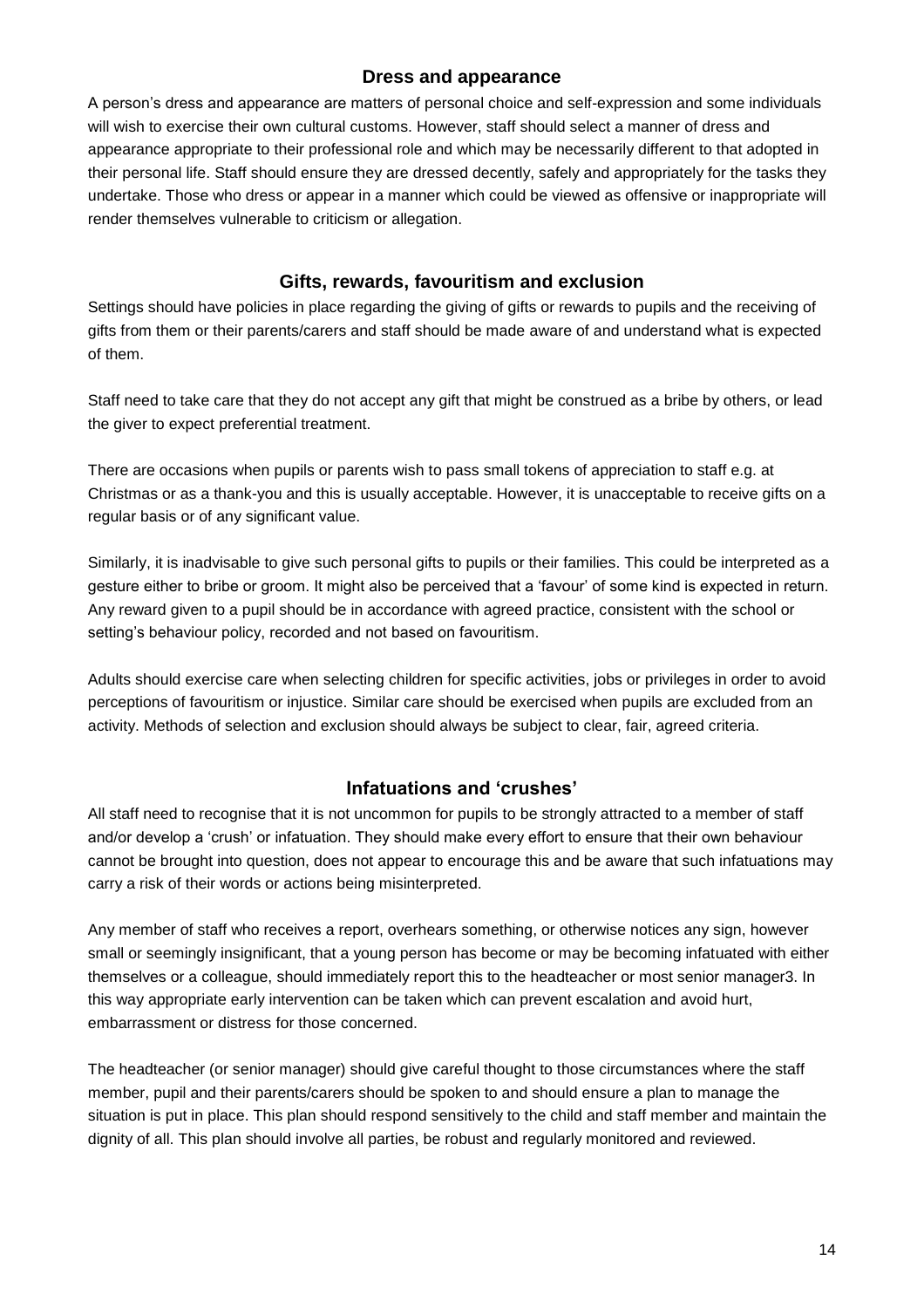## Dress and appearance

A person's dress and appearance are matters of personal choice and self-expression and some individuals will wish to exercise their own cultural customs. However, staff should select a manner of dress and appearance appropriate to their professional role and which may be necessarily different to that adopted in their personal life. Staff should ensure they are dressed decently, safely and appropriately for the tasks they undertake. Those who dress or appear in a manner which could be viewed as offensive or inappropriate will render themselves vulnerable to criticism or allegation.

## Gifts, rewards, favouritism and exclusion

Settings should have policies in place regarding the giving of gifts or rewards to pupils and the receiving of gifts from them or their parents/carers and staff should be made aware of and understand what is expected of them.

Staff need to take care that they do not accept any gift that might be construed as a bribe by others, or lead the giver to expect preferential treatment.

There are occasions when pupils or parents wish to pass small tokens of appreciation to staff e.g. at Christmas or as a thank-you and this is usually acceptable. However, it is unacceptable to receive gifts on a regular basis or of any significant value.

Similarly, it is inadvisable to give such personal gifts to pupils or their families. This could be interpreted as a gesture either to bribe or groom. It might also be perceived that a 'favour' of some kind is expected in return. Any reward given to a pupil should be in accordance with agreed practice, consistent with the school or setting's behaviour policy, recorded and not based on favouritism.

Adults should exercise care when selecting children for specific activities, jobs or privileges in order to avoid perceptions of favouritism or injustice. Similar care should be exercised when pupils are excluded from an activity. Methods of selection and exclusion should always be subject to clear, fair, agreed criteria.

## Infatuations and 'crushes'

All staff need to recognise that it is not uncommon for pupils to be strongly attracted to a member of staff and/or develop a 'crush' or infatuation. They should make every effort to ensure that their own behaviour cannot be brought into question, does not appear to encourage this and be aware that such infatuations may carry a risk of their words or actions being misinterpreted.

Any member of staff who receives a report, overhears something, or otherwise notices any sign, however small or seemingly insignificant, that a young person has become or may be becoming infatuated with either themselves or a colleague, should immediately report this to the headteacher or most senior manager[3]. In this way appropriate early intervention can be taken which can prevent escalation and avoid hurt, embarrassment or distress for those concerned.

The headteacher (or senior manager) should give careful thought to those circumstances where the staff member, pupil and their parents/carers should be spoken to and should ensure a plan to manage the situation is put in place. This plan should respond sensitively to the child and staff member and maintain the dignity of all. This plan should involve all parties, be robust and regularly monitored and reviewed.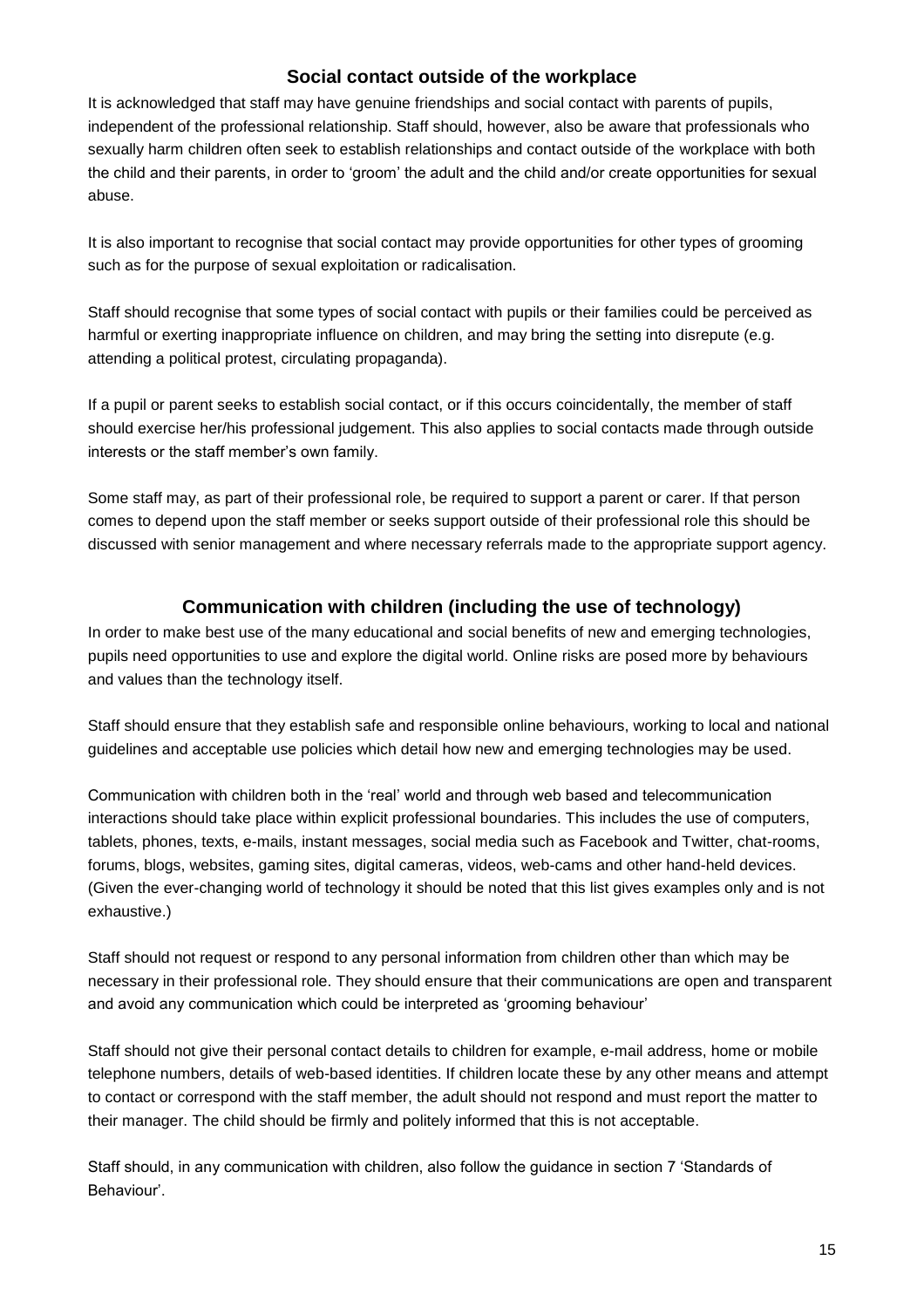## Social contact outside of the workplace

It is acknowledged that staff may have genuine friendships and social contact with parents of pupils, independent of the professional relationship. Staff should, however, also be aware that professionals who sexually harm children often seek to establish relationships and contact outside of the workplace with both the child and their parents, in order to 'groom' the adult and the child and/or create opportunities for sexual abuse.

It is also important to recognise that social contact may provide opportunities for other types of grooming such as for the purpose of sexual exploitation or radicalisation.

Staff should recognise that some types of social contact with pupils or their families could be perceived as harmful or exerting inappropriate influence on children, and may bring the setting into disrepute (e.g. attending a political protest, circulating propaganda).

If a pupil or parent seeks to establish social contact, or if this occurs coincidentally, the member of staff should exercise her/his professional judgement. This also applies to social contacts made through outside interests or the staff member's own family.

Some staff may, as part of their professional role, be required to support a parent or carer. If that person comes to depend upon the staff member or seeks support outside of their professional role this should be discussed with senior management and where necessary referrals made to the appropriate support agency.

## Communication with children (including the use of technology)

In order to make best use of the many educational and social benefits of new and emerging technologies, pupils need opportunities to use and explore the digital world. Online risks are posed more by behaviours and values than the technology itself.

Staff should ensure that they establish safe and responsible online behaviours, working to local and national guidelines and acceptable use policies which detail how new and emerging technologies may be used.

Communication with children both in the 'real' world and through web based and telecommunication interactions should take place within explicit professional boundaries. This includes the use of computers, tablets, phones, texts, e-mails, instant messages, social media such as Facebook and Twitter, chat-rooms, forums, blogs, websites, gaming sites, digital cameras, videos, web-cams and other hand-held devices. (Given the ever-changing world of technology it should be noted that this list gives examples only and is not exhaustive.)

Staff should not request or respond to any personal information from children other than which may be necessary in their professional role. They should ensure that their communications are open and transparent and avoid any communication which could be interpreted as 'grooming behaviour'

Staff should not give their personal contact details to children for example, e-mail address, home or mobile telephone numbers, details of web-based identities. If children locate these by any other means and attempt to contact or correspond with the staff member, the adult should not respond and must report the matter to their manager. The child should be firmly and politely informed that this is not acceptable.

Staff should, in any communication with children, also follow the guidance in section 7 'Standards of Behaviour'.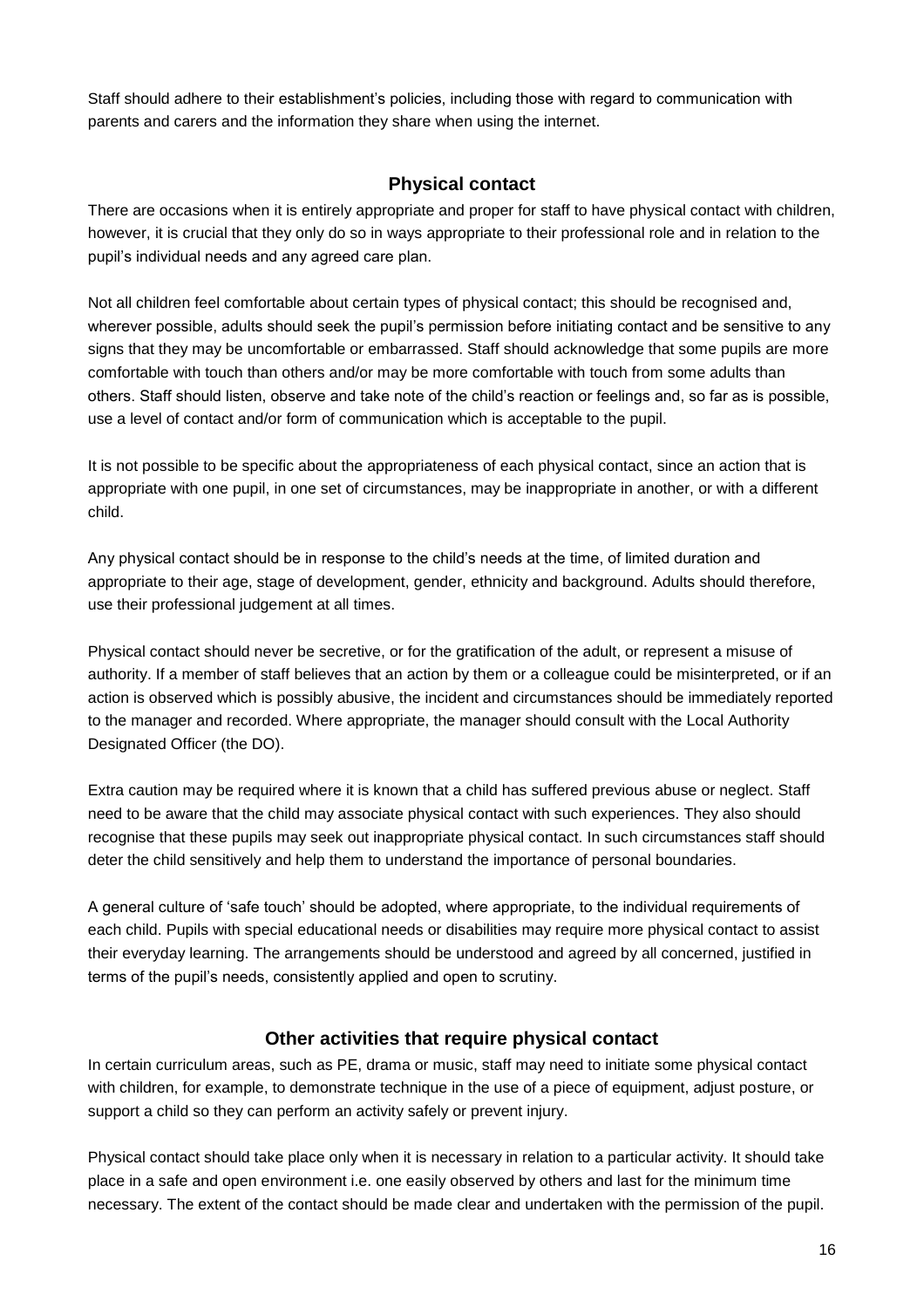Staff should adhere to their establishment's policies, including those with regard to communication with parents and carers and the information they share when using the internet.

## Physical contact

There are occasions when it is entirely appropriate and proper for staff to have physical contact with children, however, it is crucial that they only do so in ways appropriate to their professional role and in relation to the pupil's individual needs and any agreed care plan.

Not all children feel comfortable about certain types of physical contact; this should be recognised and, wherever possible, adults should seek the pupil's permission before initiating contact and be sensitive to any signs that they may be uncomfortable or embarrassed. Staff should acknowledge that some pupils are more comfortable with touch than others and/or may be more comfortable with touch from some adults than others. Staff should listen, observe and take note of the child's reaction or feelings and, so far as is possible, use a level of contact and/or form of communication which is acceptable to the pupil.

It is not possible to be specific about the appropriateness of each physical contact, since an action that is appropriate with one pupil, in one set of circumstances, may be inappropriate in another, or with a different child.

Any physical contact should be in response to the child's needs at the time, of limited duration and appropriate to their age, stage of development, gender, ethnicity and background. Adults should therefore, use their professional judgement at all times.

Physical contact should never be secretive, or for the gratification of the adult, or represent a misuse of authority. If a member of staff believes that an action by them or a colleague could be misinterpreted, or if an action is observed which is possibly abusive, the incident and circumstances should be immediately reported to the manager and recorded. Where appropriate, the manager should consult with the Local Authority Designated Officer (the DO).

Extra caution may be required where it is known that a child has suffered previous abuse or neglect. Staff need to be aware that the child may associate physical contact with such experiences. They also should recognise that these pupils may seek out inappropriate physical contact. In such circumstances staff should deter the child sensitively and help them to understand the importance of personal boundaries.

A general culture of 'safe touch' should be adopted, where appropriate, to the individual requirements of each child. Pupils with special educational needs or disabilities may require more physical contact to assist their everyday learning. The arrangements should be understood and agreed by all concerned, justified in terms of the pupil's needs, consistently applied and open to scrutiny.

## Other activities that require physical contact

In certain curriculum areas, such as PE, drama or music, staff may need to initiate some physical contact with children, for example, to demonstrate technique in the use of a piece of equipment, adjust posture, or support a child so they can perform an activity safely or prevent injury.

Physical contact should take place only when it is necessary in relation to a particular activity. It should take place in a safe and open environment i.e. one easily observed by others and last for the minimum time necessary. The extent of the contact should be made clear and undertaken with the permission of the pupil.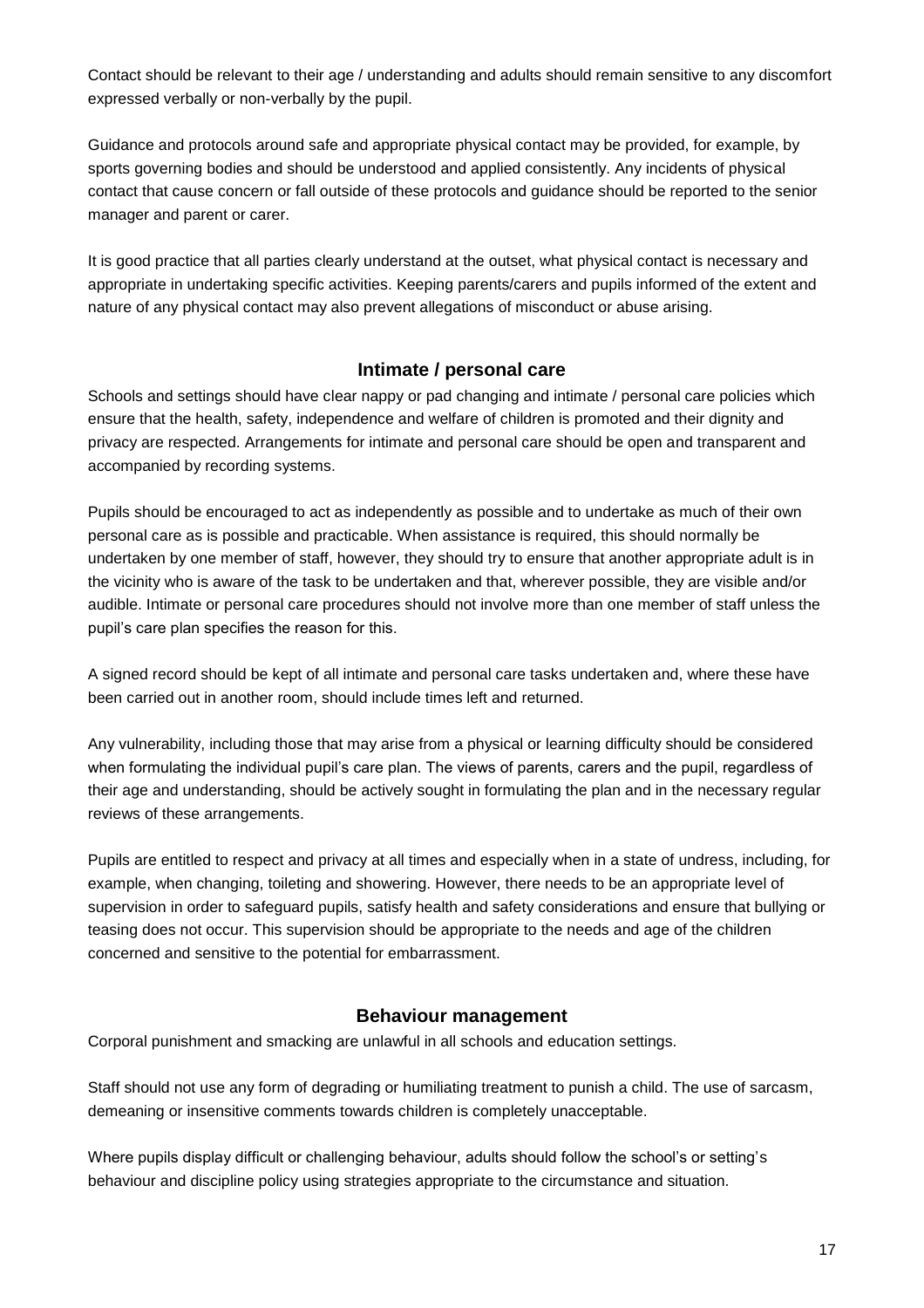Contact should be relevant to their age / understanding and adults should remain sensitive to any discomfort expressed verbally or non-verbally by the pupil.

Guidance and protocols around safe and appropriate physical contact may be provided, for example, by sports governing bodies and should be understood and applied consistently. Any incidents of physical contact that cause concern or fall outside of these protocols and guidance should be reported to the senior manager and parent or carer.

It is good practice that all parties clearly understand at the outset, what physical contact is necessary and appropriate in undertaking specific activities. Keeping parents/carers and pupils informed of the extent and nature of any physical contact may also prevent allegations of misconduct or abuse arising.

## Intimate / personal care

Schools and settings should have clear nappy or pad changing and intimate / personal care policies which ensure that the health, safety, independence and welfare of children is promoted and their dignity and privacy are respected. Arrangements for intimate and personal care should be open and transparent and accompanied by recording systems.

Pupils should be encouraged to act as independently as possible and to undertake as much of their own personal care as is possible and practicable. When assistance is required, this should normally be undertaken by one member of staff, however, they should try to ensure that another appropriate adult is in the vicinity who is aware of the task to be undertaken and that, wherever possible, they are visible and/or audible. Intimate or personal care procedures should not involve more than one member of staff unless the pupil's care plan specifies the reason for this.

A signed record should be kept of all intimate and personal care tasks undertaken and, where these have been carried out in another room, should include times left and returned.

Any vulnerability, including those that may arise from a physical or learning difficulty should be considered when formulating the individual pupil's care plan. The views of parents, carers and the pupil, regardless of their age and understanding, should be actively sought in formulating the plan and in the necessary regular reviews of these arrangements.

Pupils are entitled to respect and privacy at all times and especially when in a state of undress, including, for example, when changing, toileting and showering. However, there needs to be an appropriate level of supervision in order to safeguard pupils, satisfy health and safety considerations and ensure that bullying or teasing does not occur. This supervision should be appropriate to the needs and age of the children concerned and sensitive to the potential for embarrassment.

## Behaviour management

Corporal punishment and smacking are unlawful in all schools and education settings.

Staff should not use any form of degrading or humiliating treatment to punish a child. The use of sarcasm, demeaning or insensitive comments towards children is completely unacceptable.

Where pupils display difficult or challenging behaviour, adults should follow the school's or setting's behaviour and discipline policy using strategies appropriate to the circumstance and situation.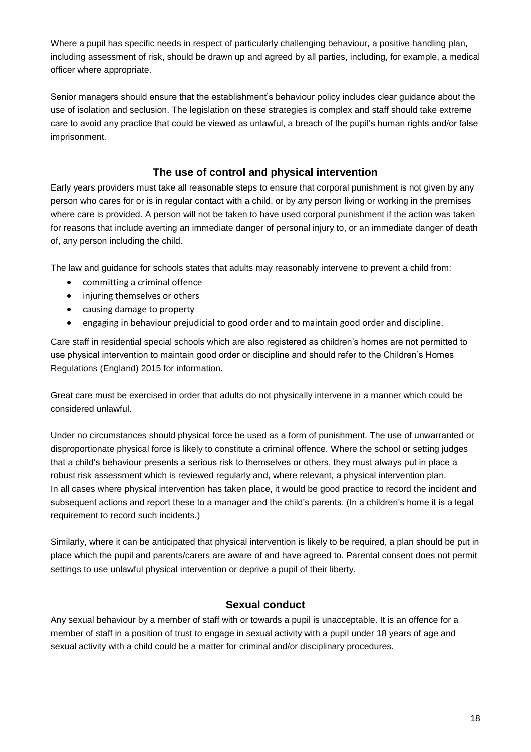Where a pupil has specific needs in respect of particularly challenging behaviour, a positive handling plan, including assessment of risk, should be drawn up and agreed by all parties, including, for example, a medical officer where appropriate.

Senior managers should ensure that the establishment's behaviour policy includes clear guidance about the use of isolation and seclusion. The legislation on these strategies is complex and staff should take extreme care to avoid any practice that could be viewed as unlawful, a breach of the pupil's human rights and/or false imprisonment.

## The use of control and physical intervention

Early years providers must take all reasonable steps to ensure that corporal punishment is not given by any person who cares for or is in regular contact with a child, or by any person living or working in the premises where care is provided. A person will not be taken to have used corporal punishment if the action was taken for reasons that include averting an immediate danger of personal injury to, or an immediate danger of death of, any person including the child.

The law and guidance for schools states that adults may reasonably intervene to prevent a child from:

- committing a criminal offence
- injuring themselves or others
- causing damage to property
- engaging in behaviour prejudicial to good order and to maintain good order and discipline.

Care staff in residential special schools which are also registered as children's homes are not permitted to use physical intervention to maintain good order or discipline and should refer to the Children's Homes Regulations (England) 2015 for information.

Great care must be exercised in order that adults do not physically intervene in a manner which could be considered unlawful.

Under no circumstances should physical force be used as a form of punishment. The use of unwarranted or disproportionate physical force is likely to constitute a criminal offence. Where the school or setting judges that a child's behaviour presents a serious risk to themselves or others, they must always put in place a robust risk assessment which is reviewed regularly and, where relevant, a physical intervention plan.
In all cases where physical intervention has taken place, it would be good practice to record the incident and subsequent actions and report these to a manager and the child's parents. (In a children's home it is a legal requirement to record such incidents.)

Similarly, where it can be anticipated that physical intervention is likely to be required, a plan should be put in place which the pupil and parents/carers are aware of and have agreed to. Parental consent does not permit settings to use unlawful physical intervention or deprive a pupil of their liberty.

## Sexual conduct

Any sexual behaviour by a member of staff with or towards a pupil is unacceptable. It is an offence for a member of staff in a position of trust to engage in sexual activity with a pupil under 18 years of age and sexual activity with a child could be a matter for criminal and/or disciplinary procedures.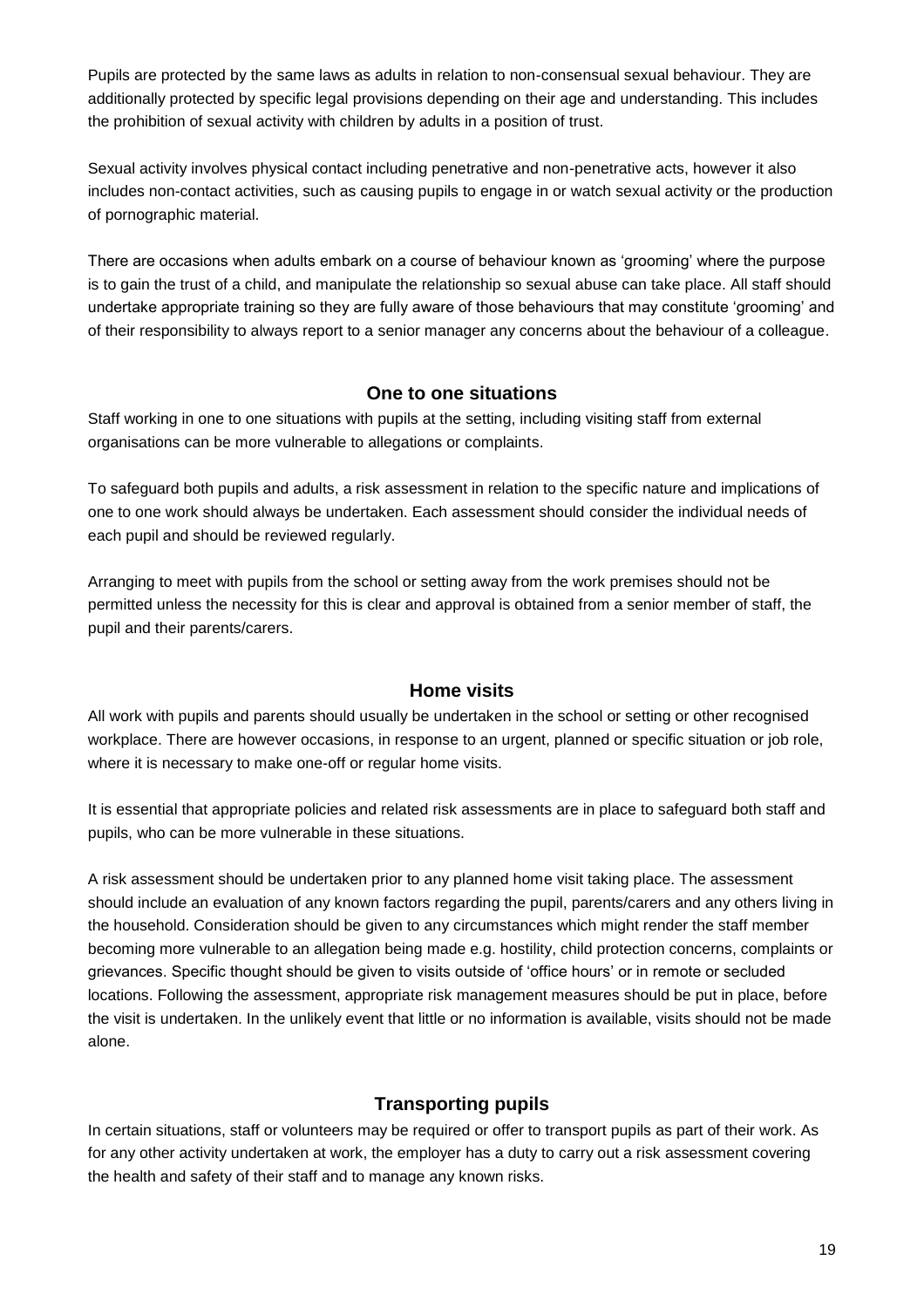Pupils are protected by the same laws as adults in relation to non-consensual sexual behaviour. They are additionally protected by specific legal provisions depending on their age and understanding. This includes the prohibition of sexual activity with children by adults in a position of trust.

Sexual activity involves physical contact including penetrative and non-penetrative acts, however it also includes non-contact activities, such as causing pupils to engage in or watch sexual activity or the production of pornographic material.

There are occasions when adults embark on a course of behaviour known as 'grooming' where the purpose is to gain the trust of a child, and manipulate the relationship so sexual abuse can take place. All staff should undertake appropriate training so they are fully aware of those behaviours that may constitute 'grooming' and of their responsibility to always report to a senior manager any concerns about the behaviour of a colleague.

## One to one situations

Staff working in one to one situations with pupils at the setting, including visiting staff from external organisations can be more vulnerable to allegations or complaints.

To safeguard both pupils and adults, a risk assessment in relation to the specific nature and implications of one to one work should always be undertaken. Each assessment should consider the individual needs of each pupil and should be reviewed regularly.

Arranging to meet with pupils from the school or setting away from the work premises should not be permitted unless the necessity for this is clear and approval is obtained from a senior member of staff, the pupil and their parents/carers.

## Home visits

All work with pupils and parents should usually be undertaken in the school or setting or other recognised workplace. There are however occasions, in response to an urgent, planned or specific situation or job role, where it is necessary to make one-off or regular home visits.

It is essential that appropriate policies and related risk assessments are in place to safeguard both staff and pupils, who can be more vulnerable in these situations.

A risk assessment should be undertaken prior to any planned home visit taking place. The assessment should include an evaluation of any known factors regarding the pupil, parents/carers and any others living in the household. Consideration should be given to any circumstances which might render the staff member becoming more vulnerable to an allegation being made e.g. hostility, child protection concerns, complaints or grievances. Specific thought should be given to visits outside of 'office hours' or in remote or secluded locations. Following the assessment, appropriate risk management measures should be put in place, before the visit is undertaken. In the unlikely event that little or no information is available, visits should not be made alone.

## Transporting pupils

In certain situations, staff or volunteers may be required or offer to transport pupils as part of their work. As for any other activity undertaken at work, the employer has a duty to carry out a risk assessment covering the health and safety of their staff and to manage any known risks.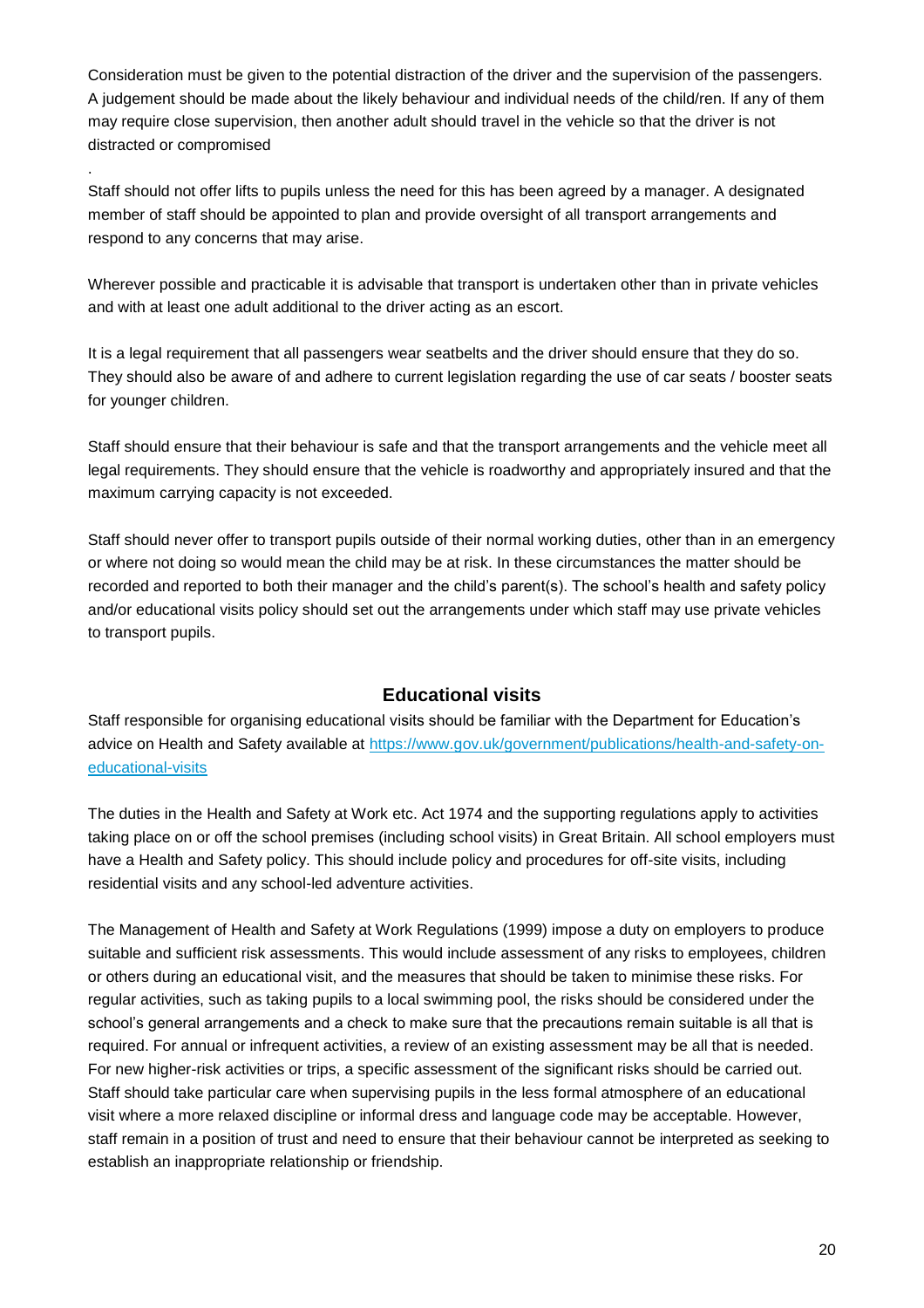Consideration must be given to the potential distraction of the driver and the supervision of the passengers. A judgement should be made about the likely behaviour and individual needs of the child/ren. If any of them may require close supervision, then another adult should travel in the vehicle so that the driver is not distracted or compromised

.

Staff should not offer lifts to pupils unless the need for this has been agreed by a manager. A designated member of staff should be appointed to plan and provide oversight of all transport arrangements and respond to any concerns that may arise.

Wherever possible and practicable it is advisable that transport is undertaken other than in private vehicles and with at least one adult additional to the driver acting as an escort.

It is a legal requirement that all passengers wear seatbelts and the driver should ensure that they do so. They should also be aware of and adhere to current legislation regarding the use of car seats / booster seats for younger children.

Staff should ensure that their behaviour is safe and that the transport arrangements and the vehicle meet all legal requirements. They should ensure that the vehicle is roadworthy and appropriately insured and that the maximum carrying capacity is not exceeded.

Staff should never offer to transport pupils outside of their normal working duties, other than in an emergency or where not doing so would mean the child may be at risk. In these circumstances the matter should be recorded and reported to both their manager and the child's parent(s). The school's health and safety policy and/or educational visits policy should set out the arrangements under which staff may use private vehicles to transport pupils.

## Educational visits

Staff responsible for organising educational visits should be familiar with the Department for Education's advice on Health and Safety available at [https://www.gov.uk/government/publications/health-and-safety-on-educational-visits](https://www.gov.uk/government/publications/health-and-safety-on-educational-visits)

The duties in the Health and Safety at Work etc. Act 1974 and the supporting regulations apply to activities taking place on or off the school premises (including school visits) in Great Britain. All school employers must have a Health and Safety policy. This should include policy and procedures for off-site visits, including residential visits and any school-led adventure activities.

The Management of Health and Safety at Work Regulations (1999) impose a duty on employers to produce suitable and sufficient risk assessments. This would include assessment of any risks to employees, children or others during an educational visit, and the measures that should be taken to minimise these risks. For regular activities, such as taking pupils to a local swimming pool, the risks should be considered under the school's general arrangements and a check to make sure that the precautions remain suitable is all that is required. For annual or infrequent activities, a review of an existing assessment may be all that is needed. For new higher-risk activities or trips, a specific assessment of the significant risks should be carried out. Staff should take particular care when supervising pupils in the less formal atmosphere of an educational visit where a more relaxed discipline or informal dress and language code may be acceptable. However, staff remain in a position of trust and need to ensure that their behaviour cannot be interpreted as seeking to establish an inappropriate relationship or friendship.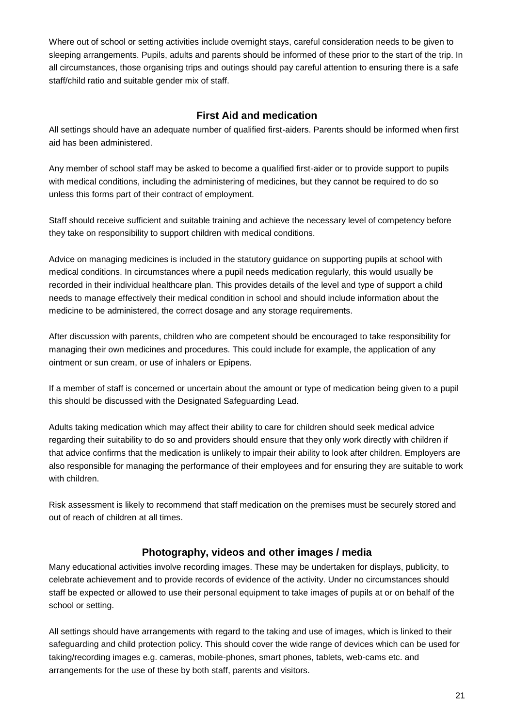Where out of school or setting activities include overnight stays, careful consideration needs to be given to sleeping arrangements. Pupils, adults and parents should be informed of these prior to the start of the trip. In all circumstances, those organising trips and outings should pay careful attention to ensuring there is a safe staff/child ratio and suitable gender mix of staff.

## First Aid and medication

All settings should have an adequate number of qualified first-aiders. Parents should be informed when first aid has been administered.

Any member of school staff may be asked to become a qualified first-aider or to provide support to pupils with medical conditions, including the administering of medicines, but they cannot be required to do so unless this forms part of their contract of employment.

Staff should receive sufficient and suitable training and achieve the necessary level of competency before they take on responsibility to support children with medical conditions.

Advice on managing medicines is included in the statutory guidance on supporting pupils at school with medical conditions. In circumstances where a pupil needs medication regularly, this would usually be recorded in their individual healthcare plan. This provides details of the level and type of support a child needs to manage effectively their medical condition in school and should include information about the medicine to be administered, the correct dosage and any storage requirements.

After discussion with parents, children who are competent should be encouraged to take responsibility for managing their own medicines and procedures. This could include for example, the application of any ointment or sun cream, or use of inhalers or Epipens.

If a member of staff is concerned or uncertain about the amount or type of medication being given to a pupil this should be discussed with the Designated Safeguarding Lead.

Adults taking medication which may affect their ability to care for children should seek medical advice regarding their suitability to do so and providers should ensure that they only work directly with children if that advice confirms that the medication is unlikely to impair their ability to look after children. Employers are also responsible for managing the performance of their employees and for ensuring they are suitable to work with children.

Risk assessment is likely to recommend that staff medication on the premises must be securely stored and out of reach of children at all times.

## Photography, videos and other images / media

Many educational activities involve recording images. These may be undertaken for displays, publicity, to celebrate achievement and to provide records of evidence of the activity. Under no circumstances should staff be expected or allowed to use their personal equipment to take images of pupils at or on behalf of the school or setting.

All settings should have arrangements with regard to the taking and use of images, which is linked to their safeguarding and child protection policy. This should cover the wide range of devices which can be used for taking/recording images e.g. cameras, mobile-phones, smart phones, tablets, web-cams etc. and arrangements for the use of these by both staff, parents and visitors.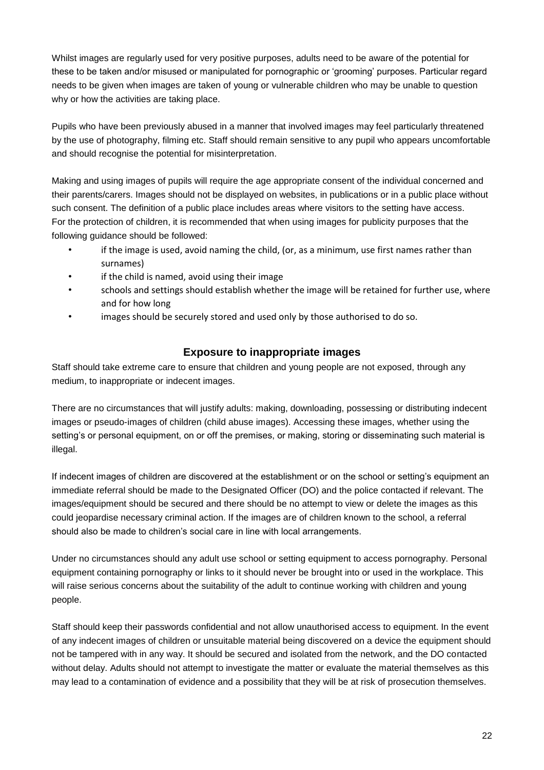Whilst images are regularly used for very positive purposes, adults need to be aware of the potential for these to be taken and/or misused or manipulated for pornographic or 'grooming' purposes. Particular regard needs to be given when images are taken of young or vulnerable children who may be unable to question why or how the activities are taking place.

Pupils who have been previously abused in a manner that involved images may feel particularly threatened by the use of photography, filming etc. Staff should remain sensitive to any pupil who appears uncomfortable and should recognise the potential for misinterpretation.

Making and using images of pupils will require the age appropriate consent of the individual concerned and their parents/carers. Images should not be displayed on websites, in publications or in a public place without such consent. The definition of a public place includes areas where visitors to the setting have access. For the protection of children, it is recommended that when using images for publicity purposes that the following guidance should be followed:

- if the image is used, avoid naming the child, (or, as a minimum, use first names rather than surnames)
- if the child is named, avoid using their image
- schools and settings should establish whether the image will be retained for further use, where and for how long
- images should be securely stored and used only by those authorised to do so.

## Exposure to inappropriate images

Staff should take extreme care to ensure that children and young people are not exposed, through any medium, to inappropriate or indecent images.

There are no circumstances that will justify adults: making, downloading, possessing or distributing indecent images or pseudo-images of children (child abuse images). Accessing these images, whether using the setting's or personal equipment, on or off the premises, or making, storing or disseminating such material is illegal.

If indecent images of children are discovered at the establishment or on the school or setting's equipment an immediate referral should be made to the Designated Officer (DO) and the police contacted if relevant. The images/equipment should be secured and there should be no attempt to view or delete the images as this could jeopardise necessary criminal action. If the images are of children known to the school, a referral should also be made to children's social care in line with local arrangements.

Under no circumstances should any adult use school or setting equipment to access pornography. Personal equipment containing pornography or links to it should never be brought into or used in the workplace. This will raise serious concerns about the suitability of the adult to continue working with children and young people.

Staff should keep their passwords confidential and not allow unauthorised access to equipment. In the event of any indecent images of children or unsuitable material being discovered on a device the equipment should not be tampered with in any way. It should be secured and isolated from the network, and the DO contacted without delay. Adults should not attempt to investigate the matter or evaluate the material themselves as this may lead to a contamination of evidence and a possibility that they will be at risk of prosecution themselves.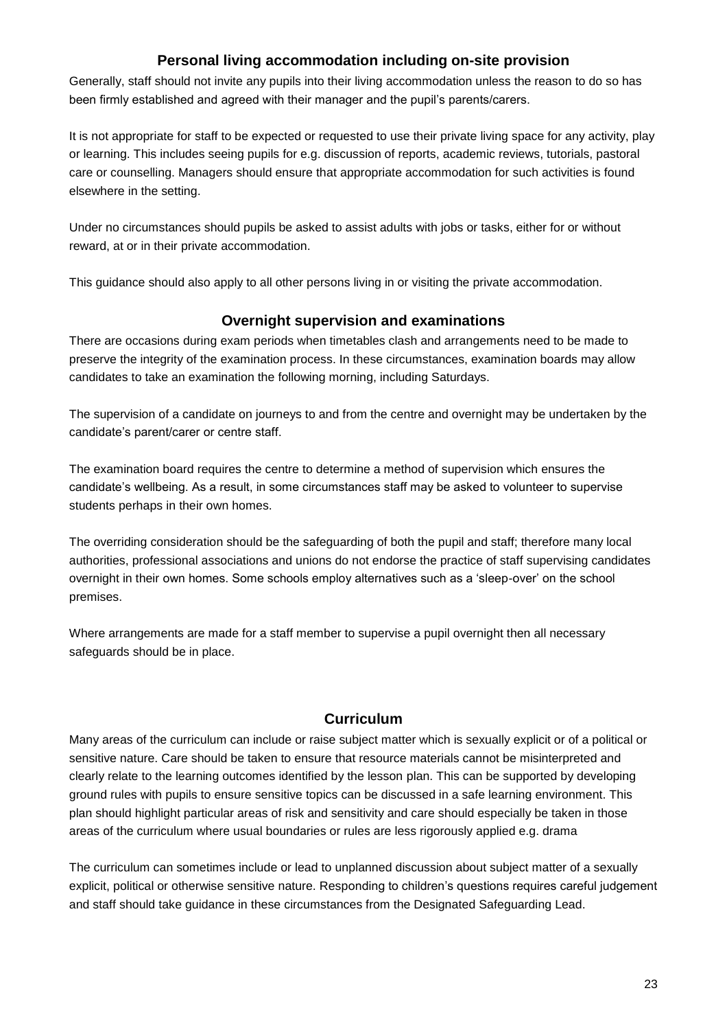## Personal living accommodation including on-site provision

Generally, staff should not invite any pupils into their living accommodation unless the reason to do so has been firmly established and agreed with their manager and the pupil's parents/carers.

It is not appropriate for staff to be expected or requested to use their private living space for any activity, play or learning. This includes seeing pupils for e.g. discussion of reports, academic reviews, tutorials, pastoral care or counselling. Managers should ensure that appropriate accommodation for such activities is found elsewhere in the setting.

Under no circumstances should pupils be asked to assist adults with jobs or tasks, either for or without reward, at or in their private accommodation.

This guidance should also apply to all other persons living in or visiting the private accommodation.

## Overnight supervision and examinations

There are occasions during exam periods when timetables clash and arrangements need to be made to preserve the integrity of the examination process. In these circumstances, examination boards may allow candidates to take an examination the following morning, including Saturdays.

The supervision of a candidate on journeys to and from the centre and overnight may be undertaken by the candidate's parent/carer or centre staff.

The examination board requires the centre to determine a method of supervision which ensures the candidate's wellbeing. As a result, in some circumstances staff may be asked to volunteer to supervise students perhaps in their own homes.

The overriding consideration should be the safeguarding of both the pupil and staff; therefore many local authorities, professional associations and unions do not endorse the practice of staff supervising candidates overnight in their own homes. Some schools employ alternatives such as a 'sleep-over' on the school premises.

Where arrangements are made for a staff member to supervise a pupil overnight then all necessary safeguards should be in place.

## Curriculum

Many areas of the curriculum can include or raise subject matter which is sexually explicit or of a political or sensitive nature. Care should be taken to ensure that resource materials cannot be misinterpreted and clearly relate to the learning outcomes identified by the lesson plan. This can be supported by developing ground rules with pupils to ensure sensitive topics can be discussed in a safe learning environment. This plan should highlight particular areas of risk and sensitivity and care should especially be taken in those areas of the curriculum where usual boundaries or rules are less rigorously applied e.g. drama

The curriculum can sometimes include or lead to unplanned discussion about subject matter of a sexually explicit, political or otherwise sensitive nature. Responding to children's questions requires careful judgement and staff should take guidance in these circumstances from the Designated Safeguarding Lead.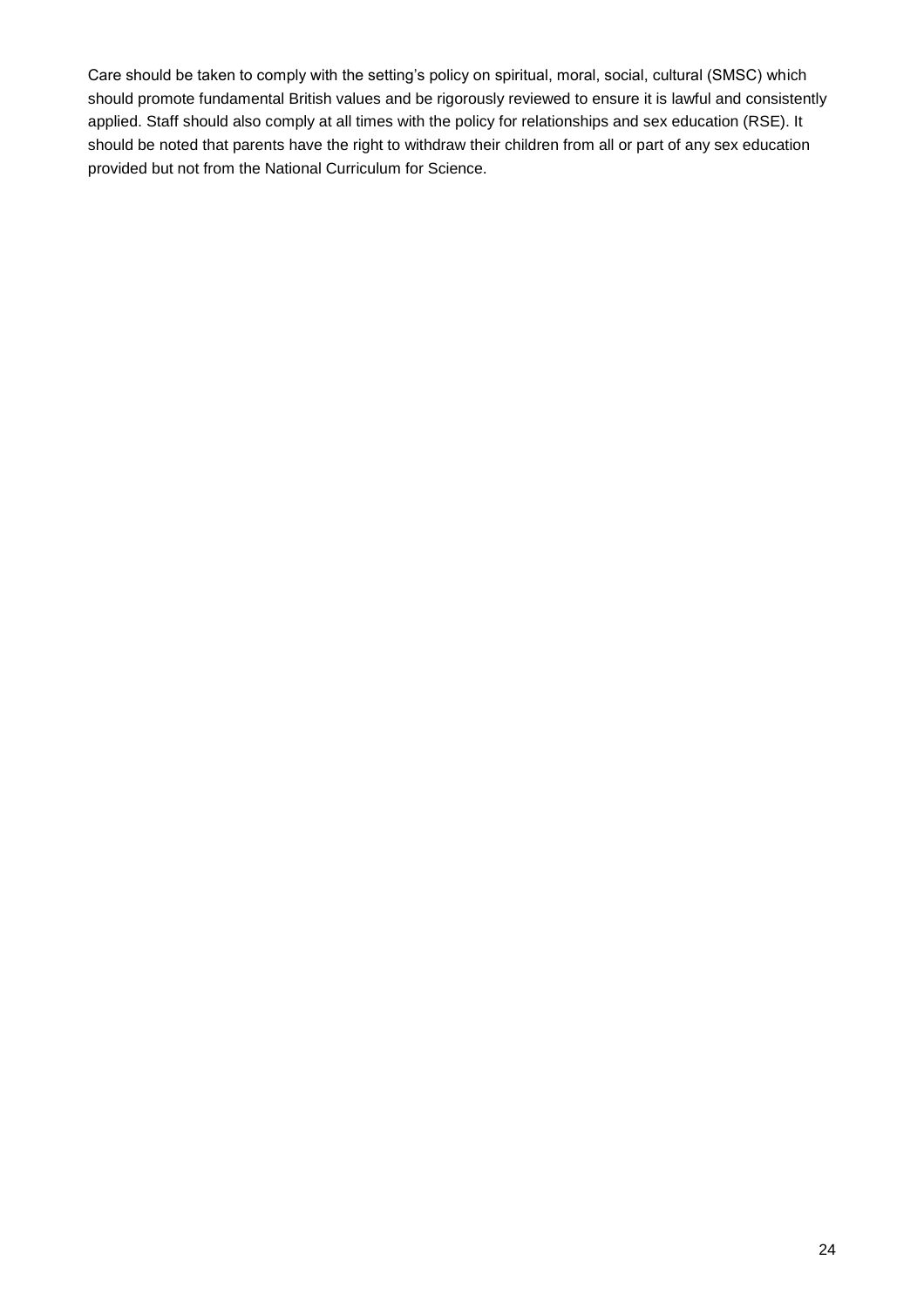Care should be taken to comply with the setting's policy on spiritual, moral, social, cultural (SMSC) which should promote fundamental British values and be rigorously reviewed to ensure it is lawful and consistently applied. Staff should also comply at all times with the policy for relationships and sex education (RSE). It should be noted that parents have the right to withdraw their children from all or part of any sex education provided but not from the National Curriculum for Science.